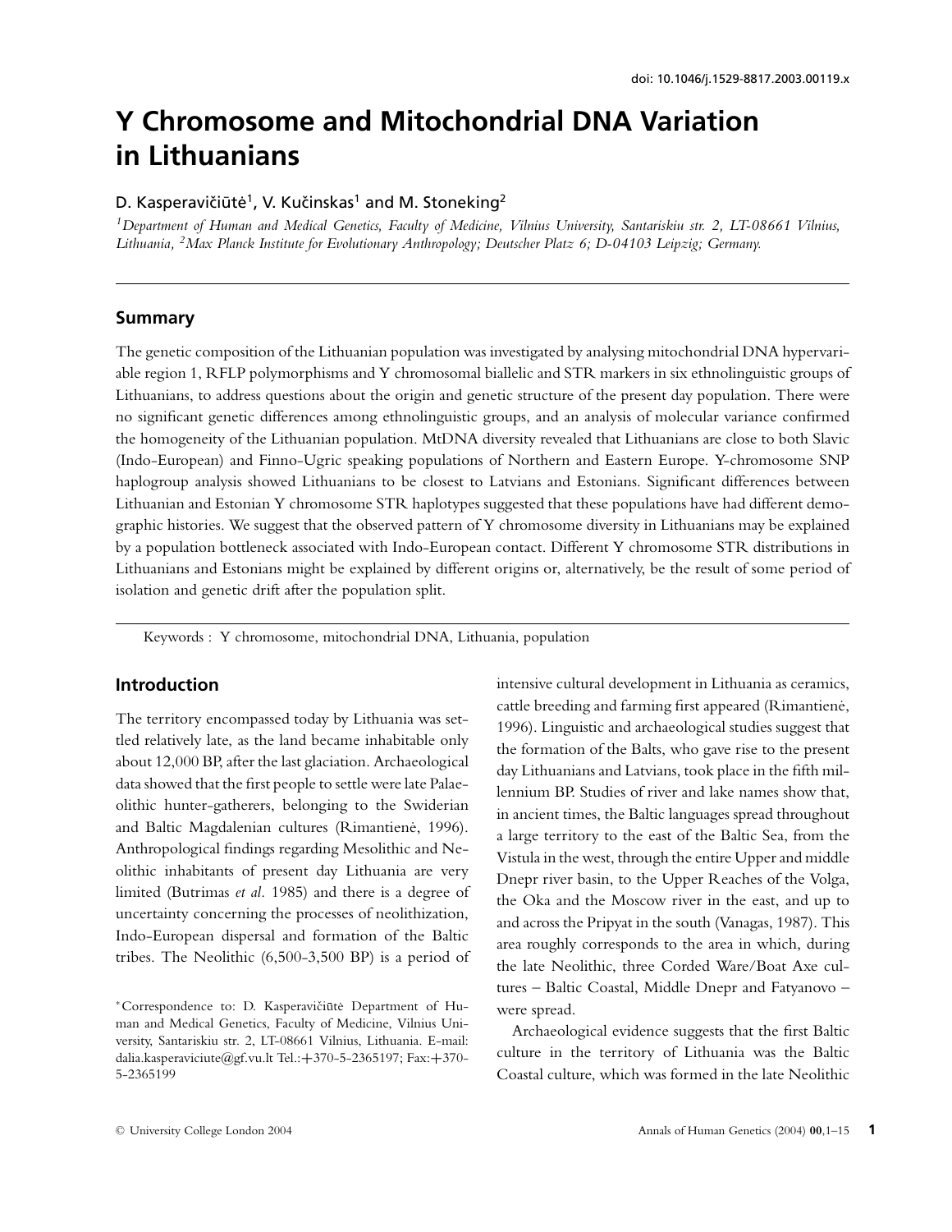doi: 10.1046/j.1529-8817.2003.00119.x

# Y Chromosome and Mitochondrial DNA Variation in Lithuanians

D. Kasperavičiūtė[1], V. Kučinskas[1] and M. Stoneking[2]

*[1]Department of Human and Medical Genetics, Faculty of Medicine, Vilnius University, Santariskiu str. 2, LT-08661 Vilnius, Lithuania, [2]Max Planck Institute for Evolutionary Anthropology; Deutscher Platz 6; D-04103 Leipzig; Germany.*

## Summary

The genetic composition of the Lithuanian population was investigated by analysing mitochondrial DNA hypervariable region 1, RFLP polymorphisms and Y chromosomal biallelic and STR markers in six ethnolinguistic groups of Lithuanians, to address questions about the origin and genetic structure of the present day population. There were no significant genetic differences among ethnolinguistic groups, and an analysis of molecular variance confirmed the homogeneity of the Lithuanian population. MtDNA diversity revealed that Lithuanians are close to both Slavic (Indo-European) and Finno-Ugric speaking populations of Northern and Eastern Europe. Y-chromosome SNP haplogroup analysis showed Lithuanians to be closest to Latvians and Estonians. Significant differences between Lithuanian and Estonian Y chromosome STR haplotypes suggested that these populations have had different demographic histories. We suggest that the observed pattern of Y chromosome diversity in Lithuanians may be explained by a population bottleneck associated with Indo-European contact. Different Y chromosome STR distributions in Lithuanians and Estonians might be explained by different origins or, alternatively, be the result of some period of isolation and genetic drift after the population split.

Keywords : Y chromosome, mitochondrial DNA, Lithuania, population

## Introduction

The territory encompassed today by Lithuania was settled relatively late, as the land became inhabitable only about 12,000 BP, after the last glaciation. Archaeological data showed that the first people to settle were late Palaeolithic hunter-gatherers, belonging to the Swiderian and Baltic Magdalenian cultures (Rimantienė, 1996). Anthropological findings regarding Mesolithic and Neolithic inhabitants of present day Lithuania are very limited (Butrimas *et al.* 1985) and there is a degree of uncertainty concerning the processes of neolithization, Indo-European dispersal and formation of the Baltic tribes. The Neolithic (6,500-3,500 BP) is a period of intensive cultural development in Lithuania as ceramics, cattle breeding and farming first appeared (Rimantienė, 1996). Linguistic and archaeological studies suggest that the formation of the Balts, who gave rise to the present day Lithuanians and Latvians, took place in the fifth millennium BP. Studies of river and lake names show that, in ancient times, the Baltic languages spread throughout a large territory to the east of the Baltic Sea, from the Vistula in the west, through the entire Upper and middle Dnepr river basin, to the Upper Reaches of the Volga, the Oka and the Moscow river in the east, and up to and across the Pripyat in the south (Vanagas, 1987). This area roughly corresponds to the area in which, during the late Neolithic, three Corded Ware/Boat Axe cultures – Baltic Coastal, Middle Dnepr and Fatyanovo – were spread.

Archaeological evidence suggests that the first Baltic culture in the territory of Lithuania was the Baltic Coastal culture, which was formed in the late Neolithic

*Correspondence to: D. Kasperavičiūtė Department of Human and Medical Genetics, Faculty of Medicine, Vilnius University, Santariskiu str. 2, LT-08661 Vilnius, Lithuania. E-mail: dalia.kasperaviciute@gf.vu.lt Tel.:+370-5-2365197; Fax:+370-5-2365199

© University College London 2004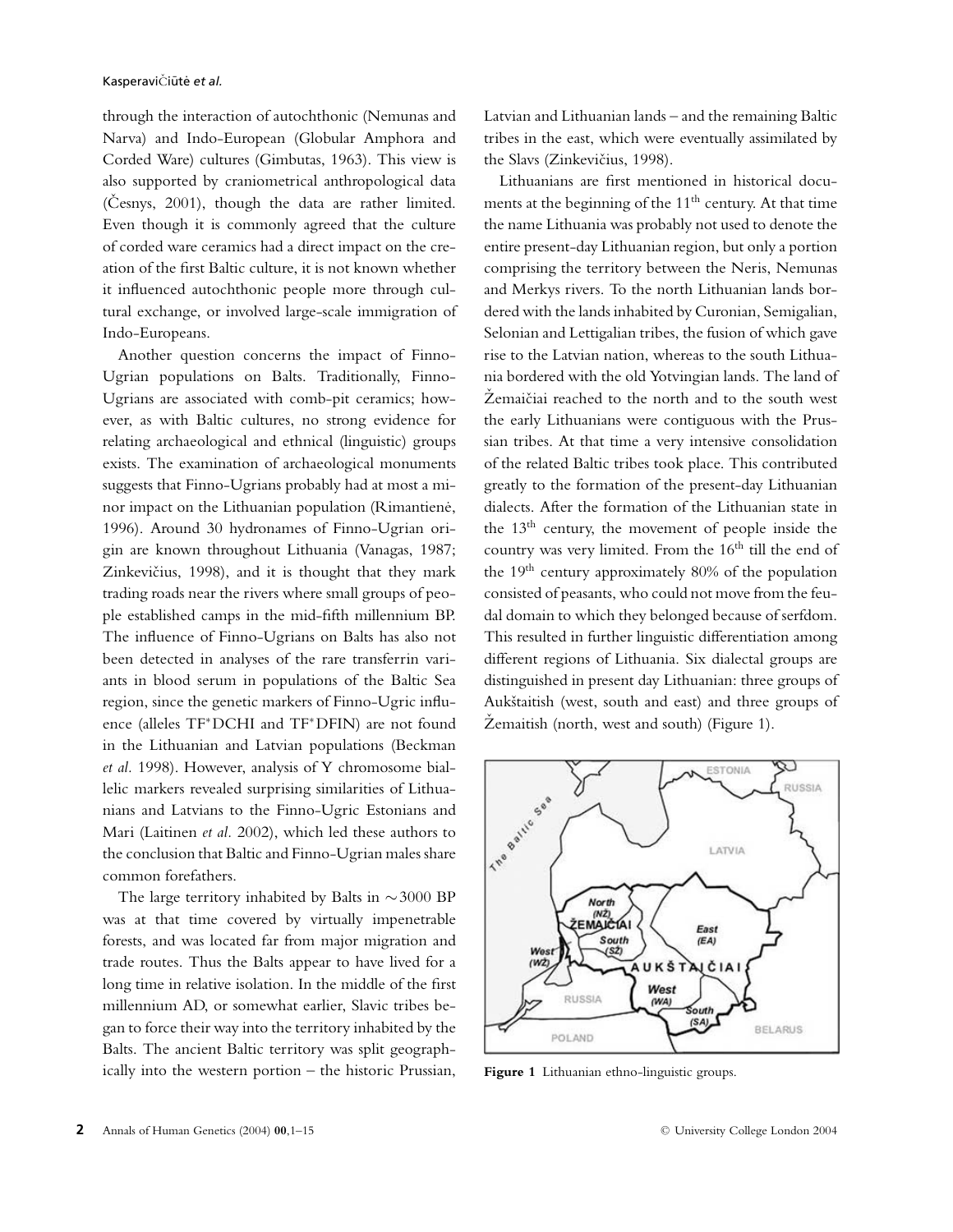through the interaction of autochthonic (Nemunas and Narva) and Indo-European (Globular Amphora and Corded Ware) cultures (Gimbutas, 1963). This view is also supported by craniometrical anthropological data (Česnys, 2001), though the data are rather limited. Even though it is commonly agreed that the culture of corded ware ceramics had a direct impact on the creation of the first Baltic culture, it is not known whether it influenced autochthonic people more through cultural exchange, or involved large-scale immigration of Indo-Europeans.

Another question concerns the impact of Finno-Ugrian populations on Balts. Traditionally, Finno-Ugrians are associated with comb-pit ceramics; however, as with Baltic cultures, no strong evidence for relating archaeological and ethnical (linguistic) groups exists. The examination of archaeological monuments suggests that Finno-Ugrians probably had at most a minor impact on the Lithuanian population (Rimantienė, 1996). Around 30 hydronames of Finno-Ugrian origin are known throughout Lithuania (Vanagas, 1987; Zinkevičius, 1998), and it is thought that they mark trading roads near the rivers where small groups of people established camps in the mid-fifth millennium BP. The influence of Finno-Ugrians on Balts has also not been detected in analyses of the rare transferrin variants in blood serum in populations of the Baltic Sea region, since the genetic markers of Finno-Ugric influence (alleles TF*DCHI and TF*DFIN) are not found in the Lithuanian and Latvian populations (Beckman *et al.* 1998). However, analysis of Y chromosome biallelic markers revealed surprising similarities of Lithuanians and Latvians to the Finno-Ugric Estonians and Mari (Laitinen *et al.* 2002), which led these authors to the conclusion that Baltic and Finno-Ugrian males share common forefathers.

The large territory inhabited by Balts in ~3000 BP was at that time covered by virtually impenetrable forests, and was located far from major migration and trade routes. Thus the Balts appear to have lived for a long time in relative isolation. In the middle of the first millennium AD, or somewhat earlier, Slavic tribes began to force their way into the territory inhabited by the Balts. The ancient Baltic territory was split geographically into the western portion – the historic Prussian, Latvian and Lithuanian lands – and the remaining Baltic tribes in the east, which were eventually assimilated by the Slavs (Zinkevičius, 1998).

Lithuanians are first mentioned in historical documents at the beginning of the 11th century. At that time the name Lithuania was probably not used to denote the entire present-day Lithuanian region, but only a portion comprising the territory between the Neris, Nemunas and Merkys rivers. To the north Lithuanian lands bordered with the lands inhabited by Curonian, Semigalian, Selonian and Lettigalian tribes, the fusion of which gave rise to the Latvian nation, whereas to the south Lithuania bordered with the old Yotvingian lands. The land of Žemaičiai reached to the north and to the south west the early Lithuanians were contiguous with the Prussian tribes. At that time a very intensive consolidation of the related Baltic tribes took place. This contributed greatly to the formation of the present-day Lithuanian dialects. After the formation of the Lithuanian state in the 13th century, the movement of people inside the country was very limited. From the 16th till the end of the 19th century approximately 80% of the population consisted of peasants, who could not move from the feudal domain to which they belonged because of serfdom. This resulted in further linguistic differentiation among different regions of Lithuania. Six dialectal groups are distinguished in present day Lithuanian: three groups of Aukštaitish (west, south and east) and three groups of Žemaitish (north, west and south) (Figure 1).

**Figure 1** Lithuanian ethno-linguistic groups.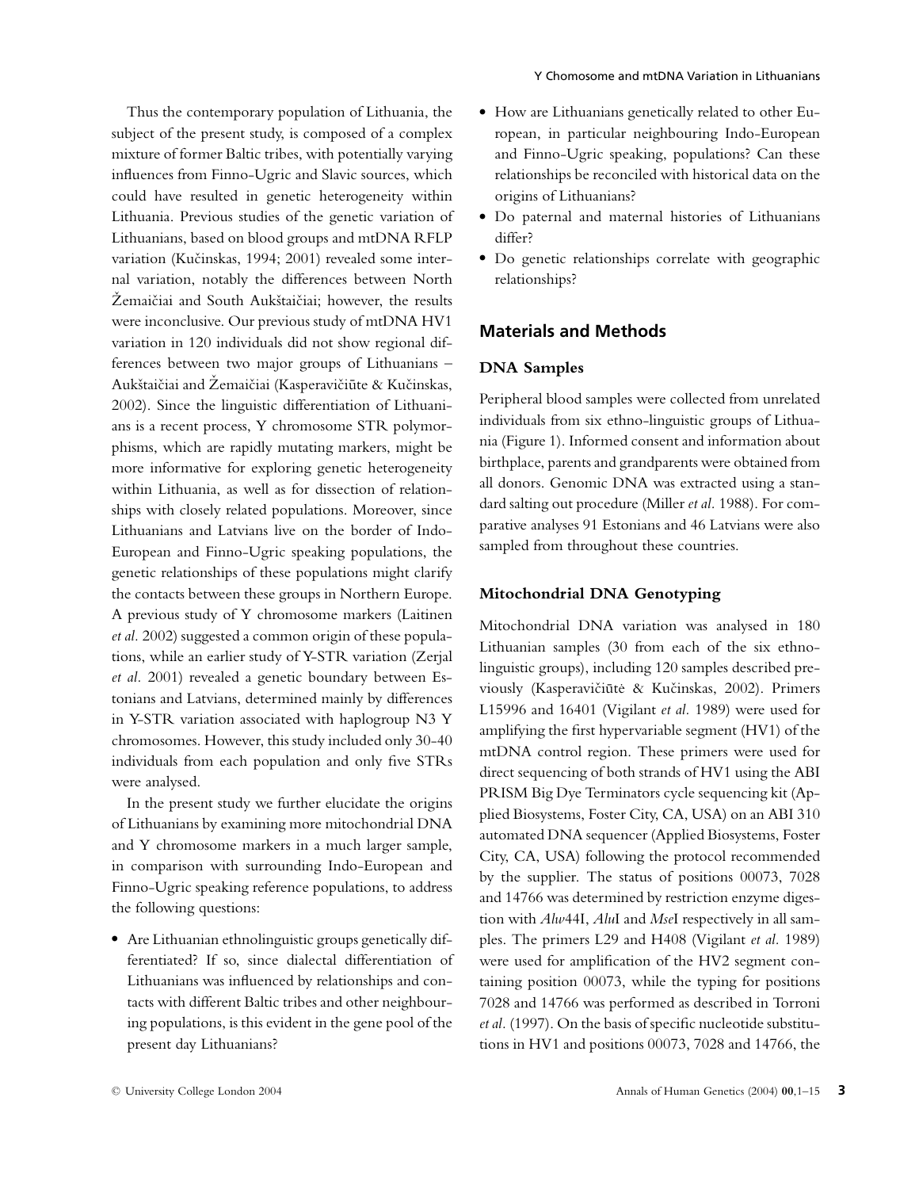Thus the contemporary population of Lithuania, the subject of the present study, is composed of a complex mixture of former Baltic tribes, with potentially varying influences from Finno-Ugric and Slavic sources, which could have resulted in genetic heterogeneity within Lithuania. Previous studies of the genetic variation of Lithuanians, based on blood groups and mtDNA RFLP variation (Kučinskas, 1994; 2001) revealed some internal variation, notably the differences between North Žemaičiai and South Aukštaičiai; however, the results were inconclusive. Our previous study of mtDNA HV1 variation in 120 individuals did not show regional differences between two major groups of Lithuanians – Aukštaičiai and Žemaičiai (Kasperavičiūte & Kučinskas, 2002). Since the linguistic differentiation of Lithuanians is a recent process, Y chromosome STR polymorphisms, which are rapidly mutating markers, might be more informative for exploring genetic heterogeneity within Lithuania, as well as for dissection of relationships with closely related populations. Moreover, since Lithuanians and Latvians live on the border of Indo-European and Finno-Ugric speaking populations, the genetic relationships of these populations might clarify the contacts between these groups in Northern Europe. A previous study of Y chromosome markers (Laitinen *et al.* 2002) suggested a common origin of these populations, while an earlier study of Y-STR variation (Zerjal *et al.* 2001) revealed a genetic boundary between Estonians and Latvians, determined mainly by differences in Y-STR variation associated with haplogroup N3 Y chromosomes. However, this study included only 30-40 individuals from each population and only five STRs were analysed.

In the present study we further elucidate the origins of Lithuanians by examining more mitochondrial DNA and Y chromosome markers in a much larger sample, in comparison with surrounding Indo-European and Finno-Ugric speaking reference populations, to address the following questions:

- Are Lithuanian ethnolinguistic groups genetically differentiated? If so, since dialectal differentiation of Lithuanians was influenced by relationships and contacts with different Baltic tribes and other neighbouring populations, is this evident in the gene pool of the present day Lithuanians?
- How are Lithuanians genetically related to other European, in particular neighbouring Indo-European and Finno-Ugric speaking, populations? Can these relationships be reconciled with historical data on the origins of Lithuanians?
- Do paternal and maternal histories of Lithuanians differ?
- Do genetic relationships correlate with geographic relationships?

## Materials and Methods

### DNA Samples

Peripheral blood samples were collected from unrelated individuals from six ethno-linguistic groups of Lithuania (Figure 1). Informed consent and information about birthplace, parents and grandparents were obtained from all donors. Genomic DNA was extracted using a standard salting out procedure (Miller *et al.* 1988). For comparative analyses 91 Estonians and 46 Latvians were also sampled from throughout these countries.

### Mitochondrial DNA Genotyping

Mitochondrial DNA variation was analysed in 180 Lithuanian samples (30 from each of the six ethnolinguistic groups), including 120 samples described previously (Kasperavičiūtė & Kučinskas, 2002). Primers L15996 and 16401 (Vigilant *et al.* 1989) were used for amplifying the first hypervariable segment (HV1) of the mtDNA control region. These primers were used for direct sequencing of both strands of HV1 using the ABI PRISM Big Dye Terminators cycle sequencing kit (Applied Biosystems, Foster City, CA, USA) on an ABI 310 automated DNA sequencer (Applied Biosystems, Foster City, CA, USA) following the protocol recommended by the supplier. The status of positions 00073, 7028 and 14766 was determined by restriction enzyme digestion with *Alw*44I, *Alu*I and *Mse*I respectively in all samples. The primers L29 and H408 (Vigilant *et al.* 1989) were used for amplification of the HV2 segment containing position 00073, while the typing for positions 7028 and 14766 was performed as described in Torroni *et al.* (1997). On the basis of specific nucleotide substitutions in HV1 and positions 00073, 7028 and 14766, the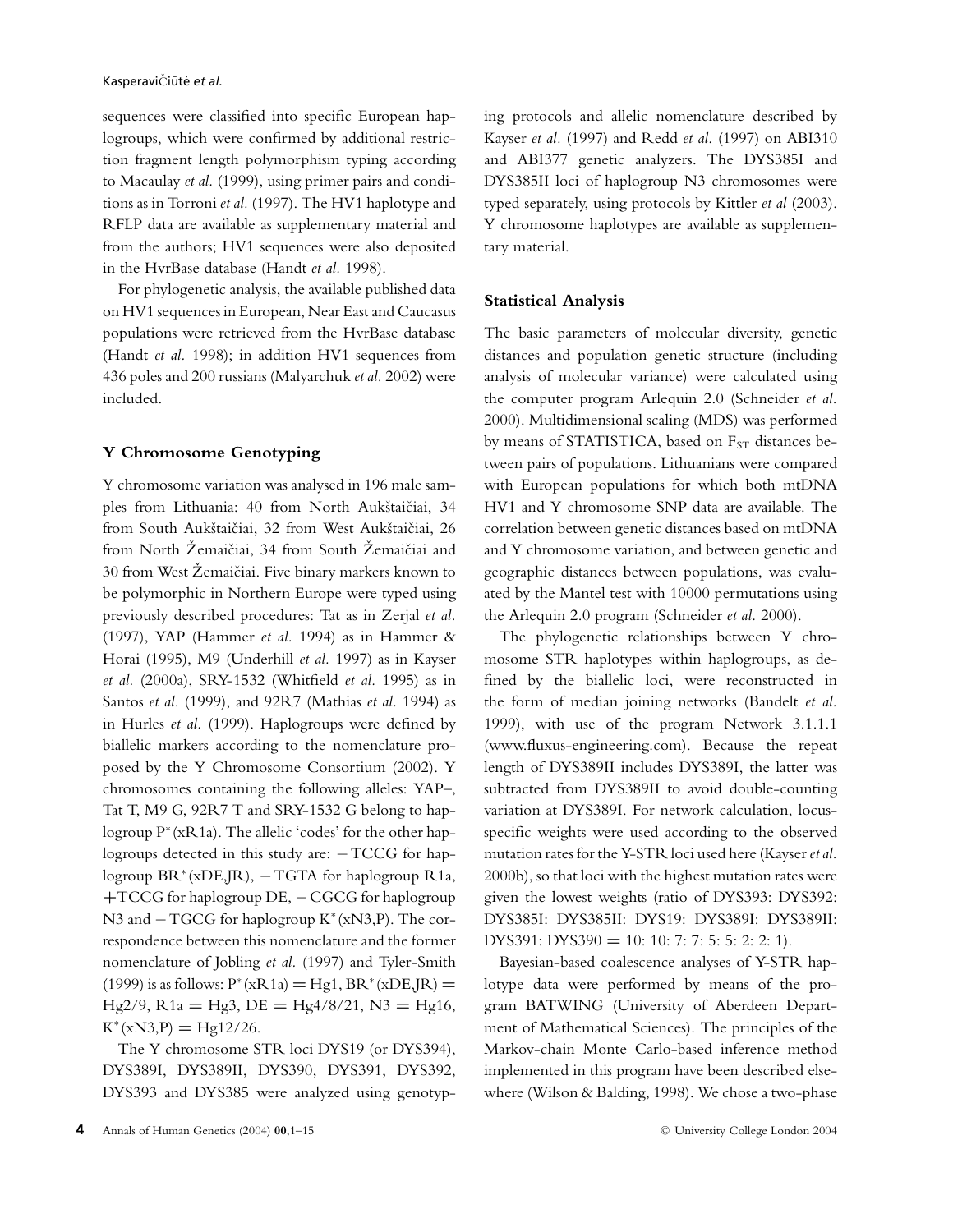sequences were classified into specific European haplogroups, which were confirmed by additional restriction fragment length polymorphism typing according to Macaulay *et al.* (1999), using primer pairs and conditions as in Torroni *et al.* (1997). The HV1 haplotype and RFLP data are available as supplementary material and from the authors; HV1 sequences were also deposited in the HvrBase database (Handt *et al.* 1998).

For phylogenetic analysis, the available published data on HV1 sequences in European, Near East and Caucasus populations were retrieved from the HvrBase database (Handt *et al.* 1998); in addition HV1 sequences from 436 poles and 200 russians (Malyarchuk *et al.* 2002) were included.

## Y Chromosome Genotyping

Y chromosome variation was analysed in 196 male samples from Lithuania: 40 from North Aukštaičiai, 34 from South Aukštaičiai, 32 from West Aukštaičiai, 26 from North Žemaičiai, 34 from South Žemaičiai and 30 from West Žemaičiai. Five binary markers known to be polymorphic in Northern Europe were typed using previously described procedures: Tat as in Zerjal *et al.* (1997), YAP (Hammer *et al.* 1994) as in Hammer & Horai (1995), M9 (Underhill *et al.* 1997) as in Kayser *et al.* (2000a), SRY-1532 (Whitfield *et al.* 1995) as in Santos *et al.* (1999), and 92R7 (Mathias *et al.* 1994) as in Hurles *et al.* (1999). Haplogroups were defined by biallelic markers according to the nomenclature proposed by the Y Chromosome Consortium (2002). Y chromosomes containing the following alleles: YAP–, Tat T, M9 G, 92R7 T and SRY-1532 G belong to haplogroup P*(xR1a). The allelic 'codes' for the other haplogroups detected in this study are: −TCCG for haplogroup BR*(xDE,JR), −TGTA for haplogroup R1a, +TCCG for haplogroup DE, −CGCG for haplogroup N3 and −TGCG for haplogroup K*(xN3,P). The correspondence between this nomenclature and the former nomenclature of Jobling *et al.* (1997) and Tyler-Smith (1999) is as follows: P*(xR1a) = Hg1, BR*(xDE,JR) = Hg2/9, R1a = Hg3, DE = Hg4/8/21, N3 = Hg16, K*(xN3,P) = Hg12/26.

The Y chromosome STR loci DYS19 (or DYS394), DYS389I, DYS389II, DYS390, DYS391, DYS392, DYS393 and DYS385 were analyzed using genotyping protocols and allelic nomenclature described by Kayser *et al.* (1997) and Redd *et al.* (1997) on ABI310 and ABI377 genetic analyzers. The DYS385I and DYS385II loci of haplogroup N3 chromosomes were typed separately, using protocols by Kittler *et al* (2003). Y chromosome haplotypes are available as supplementary material.

## Statistical Analysis

The basic parameters of molecular diversity, genetic distances and population genetic structure (including analysis of molecular variance) were calculated using the computer program Arlequin 2.0 (Schneider *et al.* 2000). Multidimensional scaling (MDS) was performed by means of STATISTICA, based on $F_{ST}$ distances between pairs of populations. Lithuanians were compared with European populations for which both mtDNA HV1 and Y chromosome SNP data are available. The correlation between genetic distances based on mtDNA and Y chromosome variation, and between genetic and geographic distances between populations, was evaluated by the Mantel test with 10000 permutations using the Arlequin 2.0 program (Schneider *et al.* 2000).

The phylogenetic relationships between Y chromosome STR haplotypes within haplogroups, as defined by the biallelic loci, were reconstructed in the form of median joining networks (Bandelt *et al.* 1999), with use of the program Network 3.1.1.1 (www.fluxus-engineering.com). Because the repeat length of DYS389II includes DYS389I, the latter was subtracted from DYS389II to avoid double-counting variation at DYS389I. For network calculation, locus-specific weights were used according to the observed mutation rates for the Y-STR loci used here (Kayser *et al.* 2000b), so that loci with the highest mutation rates were given the lowest weights (ratio of DYS393: DYS392: DYS385I: DYS385II: DYS19: DYS389I: DYS389II: DYS391: DYS390 = 10: 10: 7: 7: 5: 5: 2: 2: 1).

Bayesian-based coalescence analyses of Y-STR haplotype data were performed by means of the program BATWING (University of Aberdeen Department of Mathematical Sciences). The principles of the Markov-chain Monte Carlo-based inference method implemented in this program have been described elsewhere (Wilson & Balding, 1998). We chose a two-phase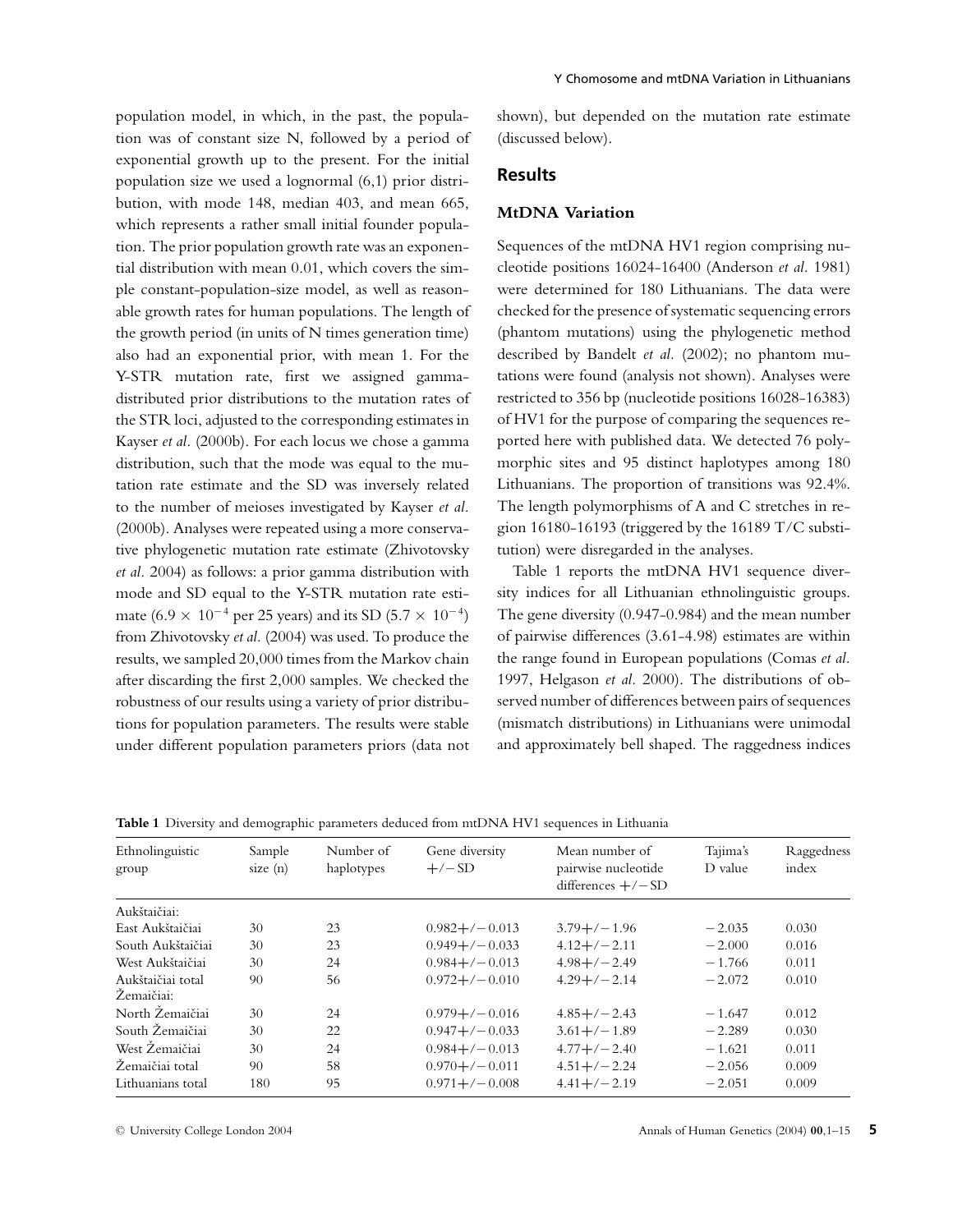population model, in which, in the past, the population was of constant size N, followed by a period of exponential growth up to the present. For the initial population size we used a lognormal (6,1) prior distribution, with mode 148, median 403, and mean 665, which represents a rather small initial founder population. The prior population growth rate was an exponential distribution with mean 0.01, which covers the simple constant-population-size model, as well as reasonable growth rates for human populations. The length of the growth period (in units of N times generation time) also had an exponential prior, with mean 1. For the Y-STR mutation rate, first we assigned gamma-distributed prior distributions to the mutation rates of the STR loci, adjusted to the corresponding estimates in Kayser *et al.* (2000b). For each locus we chose a gamma distribution, such that the mode was equal to the mutation rate estimate and the SD was inversely related to the number of meioses investigated by Kayser *et al.* (2000b). Analyses were repeated using a more conservative phylogenetic mutation rate estimate (Zhivotovsky *et al.* 2004) as follows: a prior gamma distribution with mode and SD equal to the Y-STR mutation rate estimate ($6.9 \times 10^{-4}$ per 25 years) and its SD ($5.7 \times 10^{-4}$) from Zhivotovsky *et al.* (2004) was used. To produce the results, we sampled 20,000 times from the Markov chain after discarding the first 2,000 samples. We checked the robustness of our results using a variety of prior distributions for population parameters. The results were stable under different population parameters priors (data not shown), but depended on the mutation rate estimate (discussed below).

## Results

### MtDNA Variation

Sequences of the mtDNA HV1 region comprising nucleotide positions 16024-16400 (Anderson *et al.* 1981) were determined for 180 Lithuanians. The data were checked for the presence of systematic sequencing errors (phantom mutations) using the phylogenetic method described by Bandelt *et al.* (2002); no phantom mutations were found (analysis not shown). Analyses were restricted to 356 bp (nucleotide positions 16028-16383) of HV1 for the purpose of comparing the sequences reported here with published data. We detected 76 polymorphic sites and 95 distinct haplotypes among 180 Lithuanians. The proportion of transitions was 92.4%. The length polymorphisms of A and C stretches in region 16180-16193 (triggered by the 16189 T/C substitution) were disregarded in the analyses.

Table 1 reports the mtDNA HV1 sequence diversity indices for all Lithuanian ethnolinguistic groups. The gene diversity (0.947-0.984) and the mean number of pairwise differences (3.61-4.98) estimates are within the range found in European populations (Comas *et al.* 1997, Helgason *et al.* 2000). The distributions of observed number of differences between pairs of sequences (mismatch distributions) in Lithuanians were unimodal and approximately bell shaped. The raggedness indices

**Table 1** Diversity and demographic parameters deduced from mtDNA HV1 sequences in Lithuania

| Ethnolinguistic group | Sample size (n) | Number of haplotypes | Gene diversity +/− SD | Mean number of pairwise nucleotide differences +/− SD | Tajima's D value | Raggedness index |
|---|---|---|---|---|---|---|
| Aukštaičiai: | | | | | | |
| East Aukštaičiai | 30 | 23 | 0.982+/−0.013 | 3.79+/−1.96 | −2.035 | 0.030 |
| South Aukštaičiai | 30 | 23 | 0.949+/−0.033 | 4.12+/−2.11 | −2.000 | 0.016 |
| West Aukštaičiai | 30 | 24 | 0.984+/−0.013 | 4.98+/−2.49 | −1.766 | 0.011 |
| Aukštaičiai total | 90 | 56 | 0.972+/−0.010 | 4.29+/−2.14 | −2.072 | 0.010 |
| Žemaičiai: | | | | | | |
| North Žemaičiai | 30 | 24 | 0.979+/−0.016 | 4.85+/−2.43 | −1.647 | 0.012 |
| South Žemaičiai | 30 | 22 | 0.947+/−0.033 | 3.61+/−1.89 | −2.289 | 0.030 |
| West Žemaičiai | 30 | 24 | 0.984+/−0.013 | 4.77+/−2.40 | −1.621 | 0.011 |
| Žemaičiai total | 90 | 58 | 0.970+/−0.011 | 4.51+/−2.24 | −2.056 | 0.009 |
| Lithuanians total | 180 | 95 | 0.971+/−0.008 | 4.41+/−2.19 | −2.051 | 0.009 |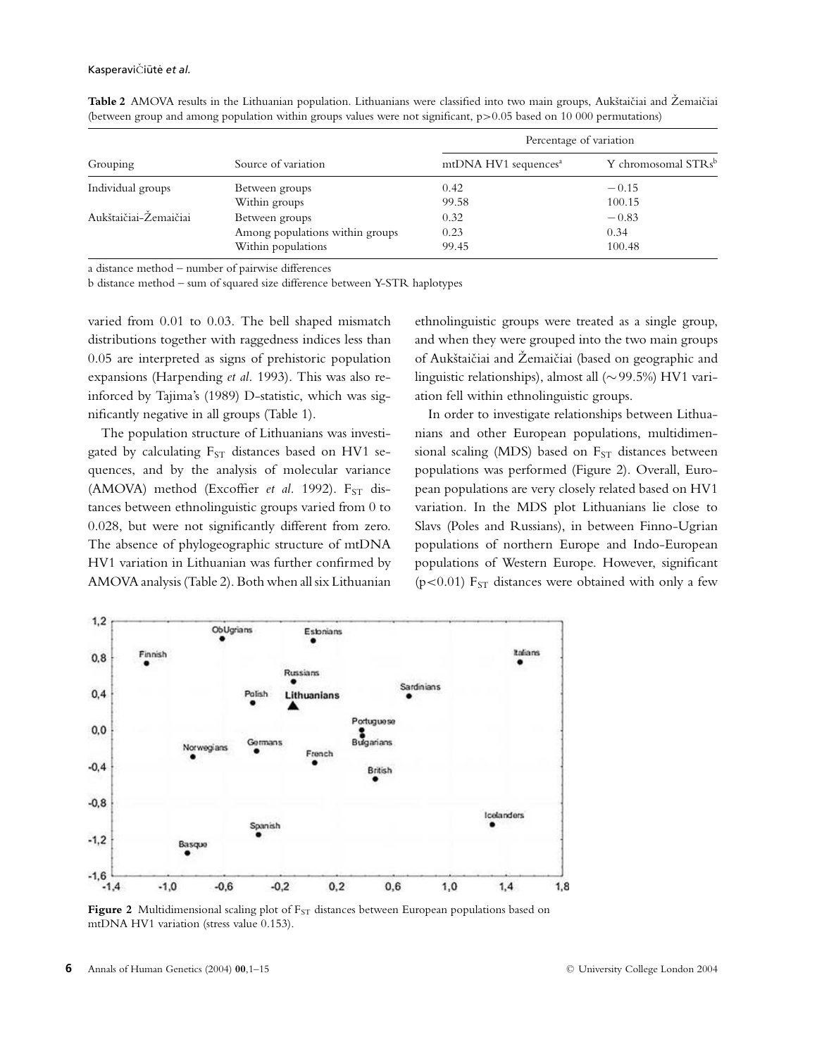**Table 2** AMOVA results in the Lithuanian population. Lithuanians were classified into two main groups, Aukštaičiai and Žemaičiai (between group and among population within groups values were not significant, p>0.05 based on 10 000 permutations)

| Grouping | Source of variation | Percentage of variation | |
|---|---|---|---|
| | | mtDNA HV1 sequences[a] | Y chromosomal STRs[b] |
| Individual groups | Between groups | 0.42 | −0.15 |
| | Within groups | 99.58 | 100.15 |
| Aukštaičiai–Žemaičiai | Between groups | 0.32 | −0.83 |
| | Among populations within groups | 0.23 | 0.34 |
| | Within populations | 99.45 | 100.48 |

a distance method – number of pairwise differences

b distance method – sum of squared size difference between Y-STR haplotypes

varied from 0.01 to 0.03. The bell shaped mismatch distributions together with raggedness indices less than 0.05 are interpreted as signs of prehistoric population expansions (Harpending *et al.* 1993). This was also reinforced by Tajima's (1989) D-statistic, which was significantly negative in all groups (Table 1).

The population structure of Lithuanians was investigated by calculating $F_{ST}$ distances based on HV1 sequences, and by the analysis of molecular variance (AMOVA) method (Excoffier *et al.* 1992). $F_{ST}$ distances between ethnolinguistic groups varied from 0 to 0.028, but were not significantly different from zero. The absence of phylogeographic structure of mtDNA HV1 variation in Lithuanian was further confirmed by AMOVA analysis (Table 2). Both when all six Lithuanian ethnolinguistic groups were treated as a single group, and when they were grouped into the two main groups of Aukštaičiai and Žemaičiai (based on geographic and linguistic relationships), almost all (∼99.5%) HV1 variation fell within ethnolinguistic groups.

In order to investigate relationships between Lithuanians and other European populations, multidimensional scaling (MDS) based on $F_{ST}$ distances between populations was performed (Figure 2). Overall, European populations are very closely related based on HV1 variation. In the MDS plot Lithuanians lie close to Slavs (Poles and Russians), in between Finno-Ugrian populations of northern Europe and Indo-European populations of Western Europe. However, significant ($p<0.01$) $F_{ST}$ distances were obtained with only a few

**Figure 2** Multidimensional scaling plot of $F_{ST}$ distances between European populations based on mtDNA HV1 variation (stress value 0.153).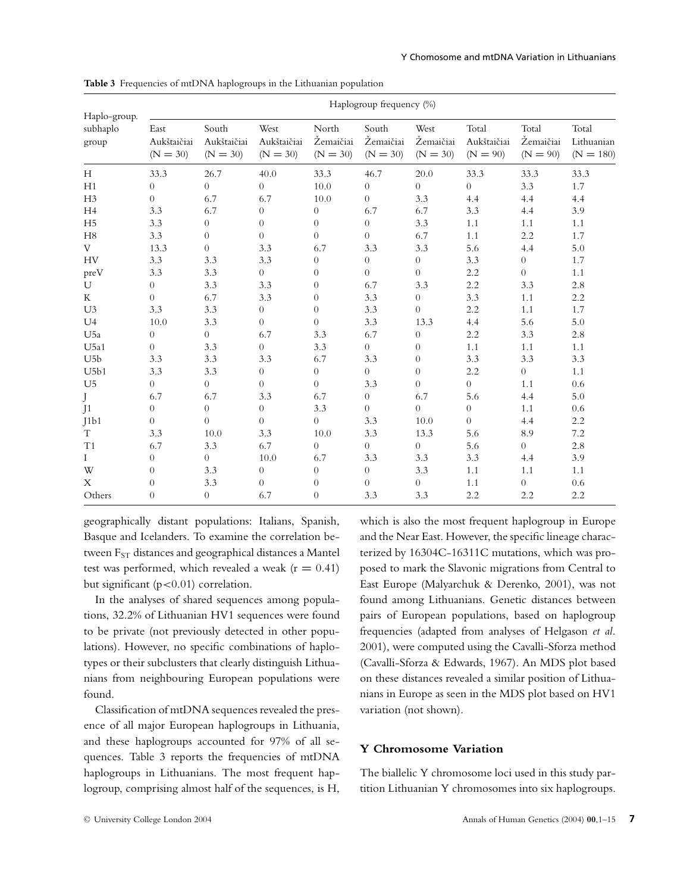**Table 3** Frequencies of mtDNA haplogroups in the Lithuanian population

| Haplo-group. subhaplo group | Haplogroup frequency (%) | | | | | | | | |
|---|---|---|---|---|---|---|---|---|---|
| | East Aukštaičiai (N = 30) | South Aukštaičiai (N = 30) | West Aukštaičiai (N = 30) | North Žemaičiai (N = 30) | South Žemaičiai (N = 30) | West Žemaičiai (N = 30) | Total Aukštaičiai (N = 90) | Total Žemaičiai (N = 90) | Total Lithuanian (N = 180) |
| H | 33.3 | 26.7 | 40.0 | 33.3 | 46.7 | 20.0 | 33.3 | 33.3 | 33.3 |
| H1 | 0 | 0 | 0 | 10.0 | 0 | 0 | 0 | 3.3 | 1.7 |
| H3 | 0 | 6.7 | 6.7 | 10.0 | 0 | 3.3 | 4.4 | 4.4 | 4.4 |
| H4 | 3.3 | 6.7 | 0 | 0 | 6.7 | 6.7 | 3.3 | 4.4 | 3.9 |
| H5 | 3.3 | 0 | 0 | 0 | 0 | 3.3 | 1.1 | 1.1 | 1.1 |
| H8 | 3.3 | 0 | 0 | 0 | 0 | 6.7 | 1.1 | 2.2 | 1.7 |
| V | 13.3 | 0 | 3.3 | 6.7 | 3.3 | 3.3 | 5.6 | 4.4 | 5.0 |
| HV | 3.3 | 3.3 | 3.3 | 0 | 0 | 0 | 3.3 | 0 | 1.7 |
| preV | 3.3 | 3.3 | 0 | 0 | 0 | 0 | 2.2 | 0 | 1.1 |
| U | 0 | 3.3 | 3.3 | 0 | 6.7 | 3.3 | 2.2 | 3.3 | 2.8 |
| K | 0 | 6.7 | 3.3 | 0 | 3.3 | 0 | 3.3 | 1.1 | 2.2 |
| U3 | 3.3 | 3.3 | 0 | 0 | 3.3 | 0 | 2.2 | 1.1 | 1.7 |
| U4 | 10.0 | 3.3 | 0 | 0 | 3.3 | 13.3 | 4.4 | 5.6 | 5.0 |
| U5a | 0 | 0 | 6.7 | 3.3 | 6.7 | 0 | 2.2 | 3.3 | 2.8 |
| U5a1 | 0 | 3.3 | 0 | 3.3 | 0 | 0 | 1.1 | 1.1 | 1.1 |
| U5b | 3.3 | 3.3 | 3.3 | 6.7 | 3.3 | 0 | 3.3 | 3.3 | 3.3 |
| U5b1 | 3.3 | 3.3 | 0 | 0 | 0 | 0 | 2.2 | 0 | 1.1 |
| U5 | 0 | 0 | 0 | 0 | 3.3 | 0 | 0 | 1.1 | 0.6 |
| J | 6.7 | 6.7 | 3.3 | 6.7 | 0 | 6.7 | 5.6 | 4.4 | 5.0 |
| J1 | 0 | 0 | 0 | 3.3 | 0 | 0 | 0 | 1.1 | 0.6 |
| J1b1 | 0 | 0 | 0 | 0 | 3.3 | 10.0 | 0 | 4.4 | 2.2 |
| T | 3.3 | 10.0 | 3.3 | 10.0 | 3.3 | 13.3 | 5.6 | 8.9 | 7.2 |
| T1 | 6.7 | 3.3 | 6.7 | 0 | 0 | 0 | 5.6 | 0 | 2.8 |
| I | 0 | 0 | 10.0 | 6.7 | 3.3 | 3.3 | 3.3 | 4.4 | 3.9 |
| W | 0 | 3.3 | 0 | 0 | 0 | 3.3 | 1.1 | 1.1 | 1.1 |
| X | 0 | 3.3 | 0 | 0 | 0 | 0 | 1.1 | 0 | 0.6 |
| Others | 0 | 0 | 6.7 | 0 | 3.3 | 3.3 | 2.2 | 2.2 | 2.2 |

geographically distant populations: Italians, Spanish, Basque and Icelanders. To examine the correlation between $F_{ST}$ distances and geographical distances a Mantel test was performed, which revealed a weak ($r = 0.41$) but significant ($p < 0.01$) correlation.

In the analyses of shared sequences among populations, 32.2% of Lithuanian HV1 sequences were found to be private (not previously detected in other populations). However, no specific combinations of haplotypes or their subclusters that clearly distinguish Lithuanians from neighbouring European populations were found.

Classification of mtDNA sequences revealed the presence of all major European haplogroups in Lithuania, and these haplogroups accounted for 97% of all sequences. Table 3 reports the frequencies of mtDNA haplogroups in Lithuanians. The most frequent haplogroup, comprising almost half of the sequences, is H, which is also the most frequent haplogroup in Europe and the Near East. However, the specific lineage characterized by 16304C-16311C mutations, which was proposed to mark the Slavonic migrations from Central to East Europe (Malyarchuk & Derenko, 2001), was not found among Lithuanians. Genetic distances between pairs of European populations, based on haplogroup frequencies (adapted from analyses of Helgason *et al.* 2001), were computed using the Cavalli-Sforza method (Cavalli-Sforza & Edwards, 1967). An MDS plot based on these distances revealed a similar position of Lithuanians in Europe as seen in the MDS plot based on HV1 variation (not shown).

## Y Chromosome Variation

The biallelic Y chromosome loci used in this study partition Lithuanian Y chromosomes into six haplogroups.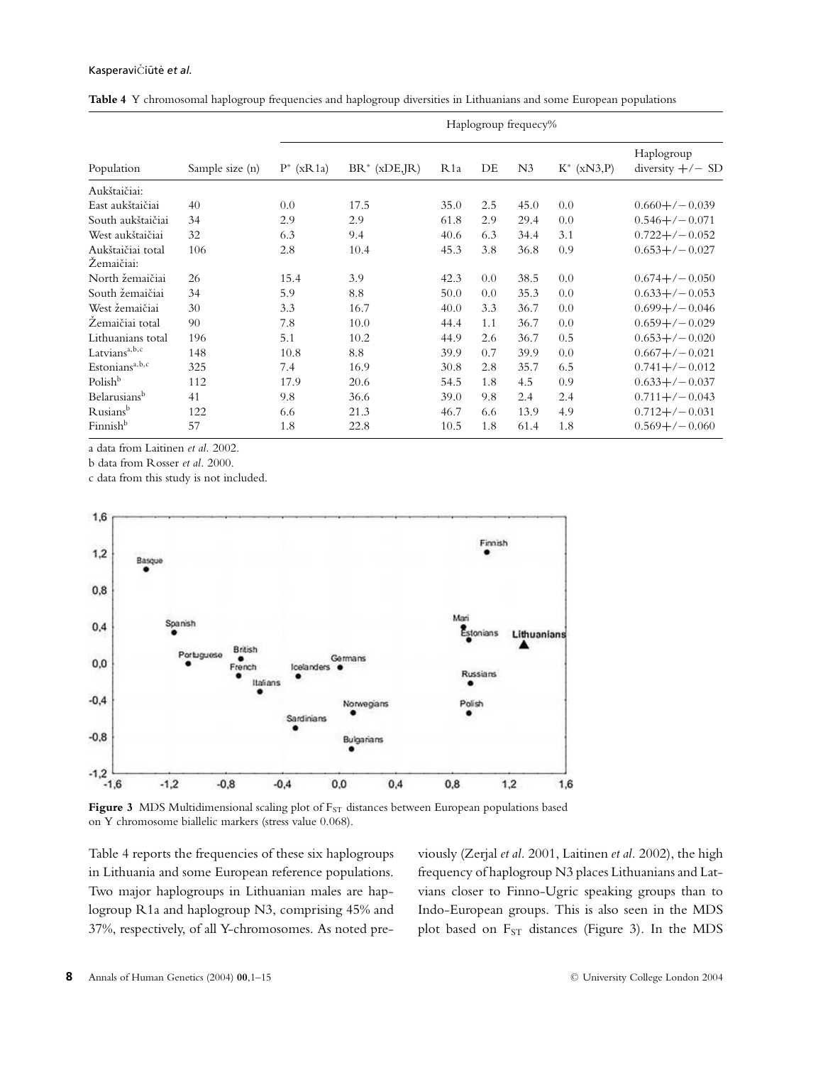**Table 4** Y chromosomal haplogroup frequencies and haplogroup diversities in Lithuanians and some European populations

| Population | Sample size (n) | Haplogroup frequecy% | | | | | | |
|---|---|---|---|---|---|---|---|---|
| | | P* (xR1a) | BR* (xDE,JR) | R1a | DE | N3 | K* (xN3,P) | Haplogroup diversity +/− SD |
| Aukštaičiai: | | | | | | | | |
| East aukštaičiai | 40 | 0.0 | 17.5 | 35.0 | 2.5 | 45.0 | 0.0 | 0.660+/−0.039 |
| South aukštaičiai | 34 | 2.9 | 2.9 | 61.8 | 2.9 | 29.4 | 0.0 | 0.546+/−0.071 |
| West aukštaičiai | 32 | 6.3 | 9.4 | 40.6 | 6.3 | 34.4 | 3.1 | 0.722+/−0.052 |
| Aukštaičiai total | 106 | 2.8 | 10.4 | 45.3 | 3.8 | 36.8 | 0.9 | 0.653+/−0.027 |
| Žemaičiai: | | | | | | | | |
| North žemaičiai | 26 | 15.4 | 3.9 | 42.3 | 0.0 | 38.5 | 0.0 | 0.674+/−0.050 |
| South žemaičiai | 34 | 5.9 | 8.8 | 50.0 | 0.0 | 35.3 | 0.0 | 0.633+/−0.053 |
| West žemaičiai | 30 | 3.3 | 16.7 | 40.0 | 3.3 | 36.7 | 0.0 | 0.699+/−0.046 |
| Žemaičiai total | 90 | 7.8 | 10.0 | 44.4 | 1.1 | 36.7 | 0.0 | 0.659+/−0.029 |
| Lithuanians total | 196 | 5.1 | 10.2 | 44.9 | 2.6 | 36.7 | 0.5 | 0.653+/−0.020 |
| Latvians[a,b,c] | 148 | 10.8 | 8.8 | 39.9 | 0.7 | 39.9 | 0.0 | 0.667+/−0.021 |
| Estonians[a,b,c] | 325 | 7.4 | 16.9 | 30.8 | 2.8 | 35.7 | 6.5 | 0.741+/−0.012 |
| Polish[b] | 112 | 17.9 | 20.6 | 54.5 | 1.8 | 4.5 | 0.9 | 0.633+/−0.037 |
| Belarusians[b] | 41 | 9.8 | 36.6 | 39.0 | 9.8 | 2.4 | 2.4 | 0.711+/−0.043 |
| Rusians[b] | 122 | 6.6 | 21.3 | 46.7 | 6.6 | 13.9 | 4.9 | 0.712+/−0.031 |
| Finnish[b] | 57 | 1.8 | 22.8 | 10.5 | 1.8 | 61.4 | 1.8 | 0.569+/−0.060 |

a data from Laitinen *et al.* 2002.

b data from Rosser *et al.* 2000.

c data from this study is not included.

**Figure 3** MDS Multidimensional scaling plot of $F_{ST}$ distances between European populations based on Y chromosome biallelic markers (stress value 0.068).

Table 4 reports the frequencies of these six haplogroups in Lithuania and some European reference populations. Two major haplogroups in Lithuanian males are haplogroup R1a and haplogroup N3, comprising 45% and 37%, respectively, of all Y-chromosomes. As noted previously (Zerjal *et al.* 2001, Laitinen *et al.* 2002), the high frequency of haplogroup N3 places Lithuanians and Latvians closer to Finno-Ugric speaking groups than to Indo-European groups. This is also seen in the MDS plot based on $F_{ST}$ distances (Figure 3). In the MDS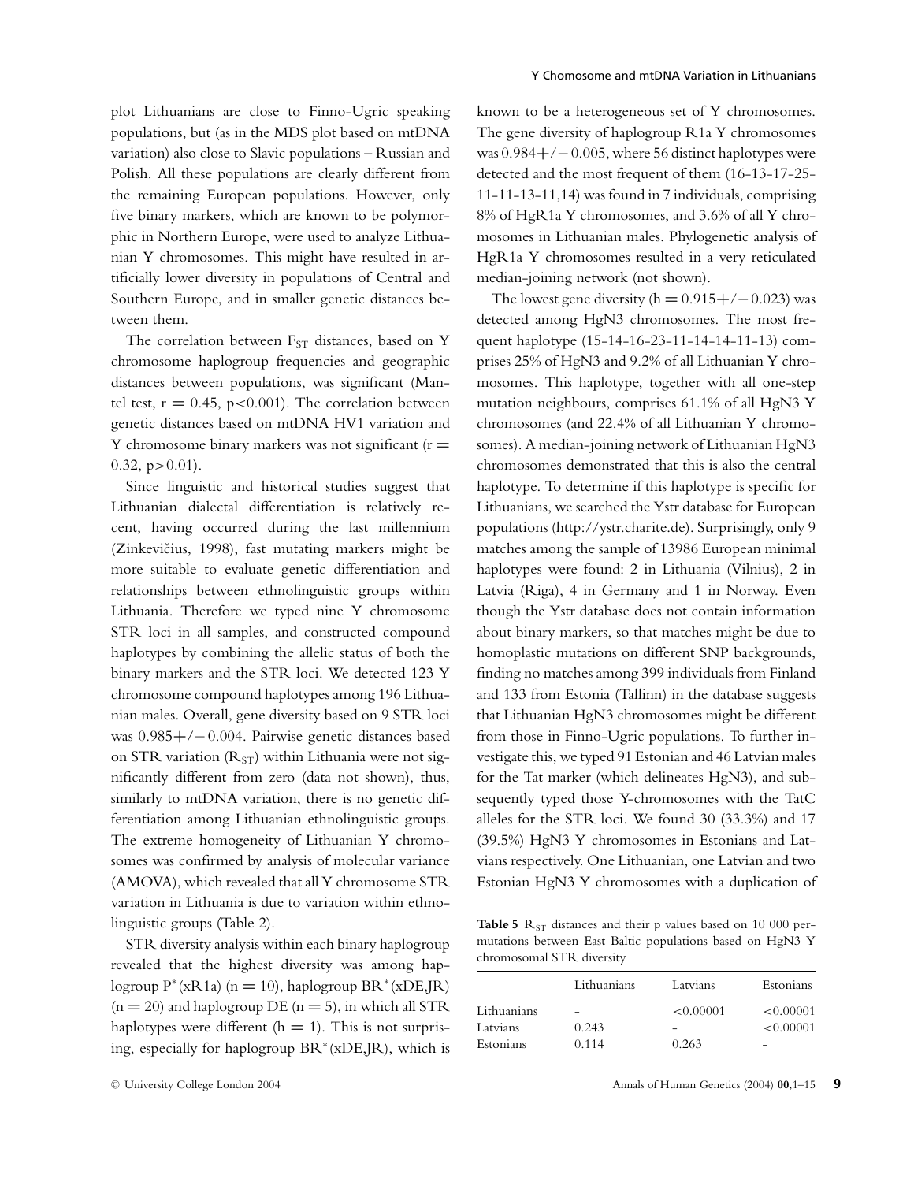plot Lithuanians are close to Finno-Ugric speaking populations, but (as in the MDS plot based on mtDNA variation) also close to Slavic populations – Russian and Polish. All these populations are clearly different from the remaining European populations. However, only five binary markers, which are known to be polymorphic in Northern Europe, were used to analyze Lithuanian Y chromosomes. This might have resulted in artificially lower diversity in populations of Central and Southern Europe, and in smaller genetic distances between them.

The correlation between $F_{ST}$ distances, based on Y chromosome haplogroup frequencies and geographic distances between populations, was significant (Mantel test, $r = 0.45$, $p<0.001$). The correlation between genetic distances based on mtDNA HV1 variation and Y chromosome binary markers was not significant ($r = 0.32$, $p>0.01$).

Since linguistic and historical studies suggest that Lithuanian dialectal differentiation is relatively recent, having occurred during the last millennium (Zinkevičius, 1998), fast mutating markers might be more suitable to evaluate genetic differentiation and relationships between ethnolinguistic groups within Lithuania. Therefore we typed nine Y chromosome STR loci in all samples, and constructed compound haplotypes by combining the allelic status of both the binary markers and the STR loci. We detected 123 Y chromosome compound haplotypes among 196 Lithuanian males. Overall, gene diversity based on 9 STR loci was $0.985+/-0.004$. Pairwise genetic distances based on STR variation ($R_{ST}$) within Lithuania were not significantly different from zero (data not shown), thus, similarly to mtDNA variation, there is no genetic differentiation among Lithuanian ethnolinguistic groups. The extreme homogeneity of Lithuanian Y chromosomes was confirmed by analysis of molecular variance (AMOVA), which revealed that all Y chromosome STR variation in Lithuania is due to variation within ethnolinguistic groups (Table 2).

STR diversity analysis within each binary haplogroup revealed that the highest diversity was among haplogroup P*(xR1a) ($n = 10$), haplogroup BR*(xDE,JR) ($n = 20$) and haplogroup DE ($n = 5$), in which all STR haplotypes were different ($h = 1$). This is not surprising, especially for haplogroup BR*(xDE,JR), which is known to be a heterogeneous set of Y chromosomes. The gene diversity of haplogroup R1a Y chromosomes was $0.984+/-0.005$, where 56 distinct haplotypes were detected and the most frequent of them (16-13-17-25-11-11-13-11,14) was found in 7 individuals, comprising 8% of HgR1a Y chromosomes, and 3.6% of all Y chromosomes in Lithuanian males. Phylogenetic analysis of HgR1a Y chromosomes resulted in a very reticulated median-joining network (not shown).

The lowest gene diversity ($h = 0.915+/-0.023$) was detected among HgN3 chromosomes. The most frequent haplotype (15-14-16-23-11-14-14-11-13) comprises 25% of HgN3 and 9.2% of all Lithuanian Y chromosomes. This haplotype, together with all one-step mutation neighbours, comprises 61.1% of all HgN3 Y chromosomes (and 22.4% of all Lithuanian Y chromosomes). A median-joining network of Lithuanian HgN3 chromosomes demonstrated that this is also the central haplotype. To determine if this haplotype is specific for Lithuanians, we searched the Ystr database for European populations (http://ystr.charite.de). Surprisingly, only 9 matches among the sample of 13986 European minimal haplotypes were found: 2 in Lithuania (Vilnius), 2 in Latvia (Riga), 4 in Germany and 1 in Norway. Even though the Ystr database does not contain information about binary markers, so that matches might be due to homoplastic mutations on different SNP backgrounds, finding no matches among 399 individuals from Finland and 133 from Estonia (Tallinn) in the database suggests that Lithuanian HgN3 chromosomes might be different from those in Finno-Ugric populations. To further investigate this, we typed 91 Estonian and 46 Latvian males for the Tat marker (which delineates HgN3), and subsequently typed those Y-chromosomes with the TatC alleles for the STR loci. We found 30 (33.3%) and 17 (39.5%) HgN3 Y chromosomes in Estonians and Latvians respectively. One Lithuanian, one Latvian and two Estonian HgN3 Y chromosomes with a duplication of

**Table 5** $R_{ST}$ distances and their p values based on 10 000 permutations between East Baltic populations based on HgN3 Y chromosomal STR diversity

| | Lithuanians | Latvians | Estonians |
|---|---|---|---|
| Lithuanians | – | <0.00001 | <0.00001 |
| Latvians | 0.243 | – | <0.00001 |
| Estonians | 0.114 | 0.263 | – |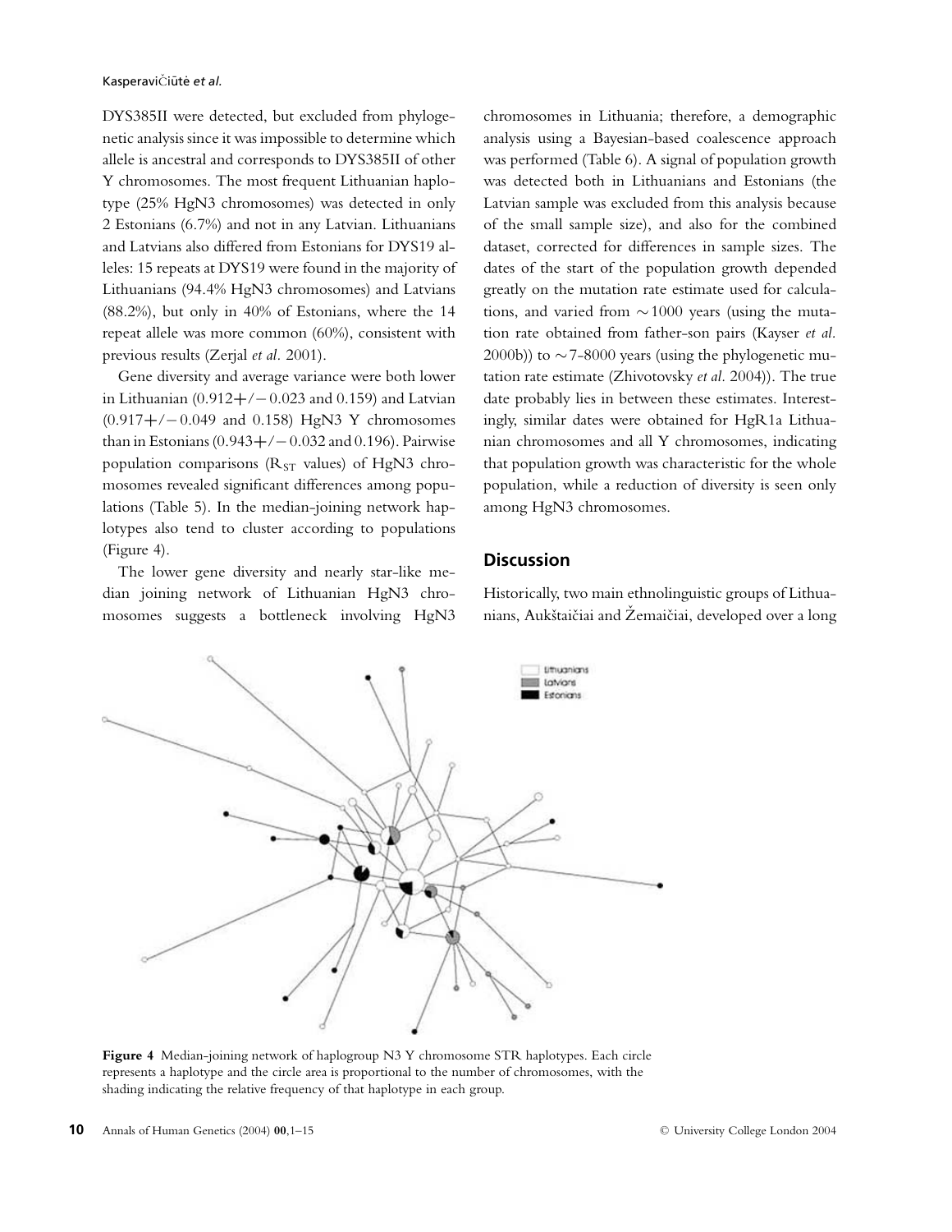DYS385II were detected, but excluded from phylogenetic analysis since it was impossible to determine which allele is ancestral and corresponds to DYS385II of other Y chromosomes. The most frequent Lithuanian haplotype (25% HgN3 chromosomes) was detected in only 2 Estonians (6.7%) and not in any Latvian. Lithuanians and Latvians also differed from Estonians for DYS19 alleles: 15 repeats at DYS19 were found in the majority of Lithuanians (94.4% HgN3 chromosomes) and Latvians (88.2%), but only in 40% of Estonians, where the 14 repeat allele was more common (60%), consistent with previous results (Zerjal *et al.* 2001).

Gene diversity and average variance were both lower in Lithuanian (0.912+/−0.023 and 0.159) and Latvian (0.917+/−0.049 and 0.158) HgN3 Y chromosomes than in Estonians (0.943+/−0.032 and 0.196). Pairwise population comparisons ($R_{ST}$ values) of HgN3 chromosomes revealed significant differences among populations (Table 5). In the median-joining network haplotypes also tend to cluster according to populations (Figure 4).

The lower gene diversity and nearly star-like median joining network of Lithuanian HgN3 chromosomes suggests a bottleneck involving HgN3 chromosomes in Lithuania; therefore, a demographic analysis using a Bayesian-based coalescence approach was performed (Table 6). A signal of population growth was detected both in Lithuanians and Estonians (the Latvian sample was excluded from this analysis because of the small sample size), and also for the combined dataset, corrected for differences in sample sizes. The dates of the start of the population growth depended greatly on the mutation rate estimate used for calculations, and varied from ∼1000 years (using the mutation rate obtained from father-son pairs (Kayser *et al.* 2000b)) to ∼7-8000 years (using the phylogenetic mutation rate estimate (Zhivotovsky *et al.* 2004)). The true date probably lies in between these estimates. Interestingly, similar dates were obtained for HgR1a Lithuanian chromosomes and all Y chromosomes, indicating that population growth was characteristic for the whole population, while a reduction of diversity is seen only among HgN3 chromosomes.

## Discussion

Historically, two main ethnolinguistic groups of Lithuanians, Aukštaičiai and Žemaičiai, developed over a long

**Figure 4** Median-joining network of haplogroup N3 Y chromosome STR haplotypes. Each circle represents a haplotype and the circle area is proportional to the number of chromosomes, with the shading indicating the relative frequency of that haplotype in each group.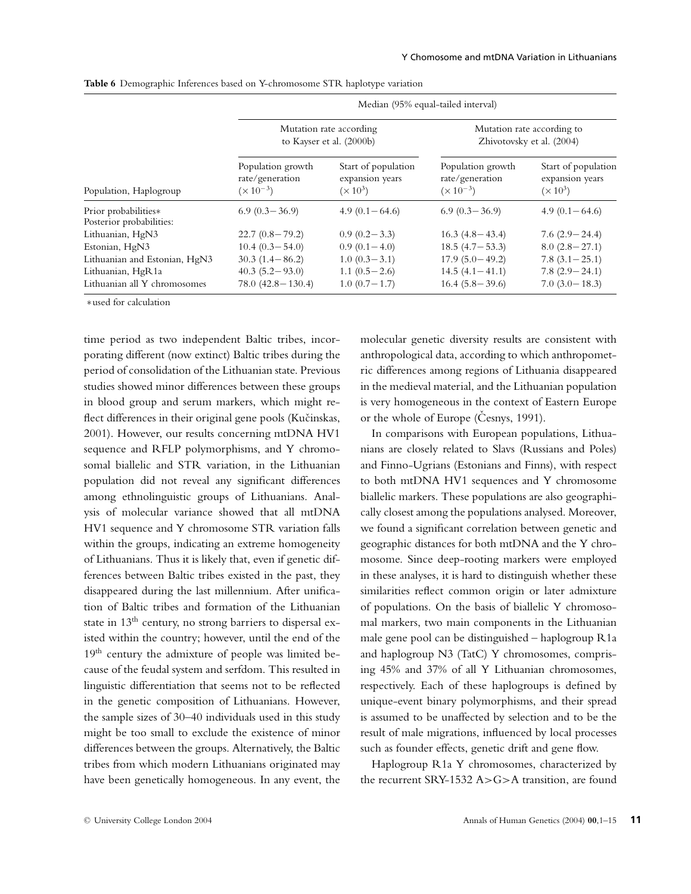**Table 6** Demographic Inferences based on Y-chromosome STR haplotype variation

| | Median (95% equal-tailed interval) | | | |
|---|---|---|---|---|
| | Mutation rate according to Kayser et al. (2000b) | | Mutation rate according to Zhivotovsky et al. (2004) | |
| Population, Haplogroup | Population growth rate/generation ($\times 10^{-3}$) | Start of population expansion years ($\times 10^{3}$) | Population growth rate/generation ($\times 10^{-3}$) | Start of population expansion years ($\times 10^{3}$) |
| Prior probabilities* | 6.9 (0.3−36.9) | 4.9 (0.1−64.6) | 6.9 (0.3−36.9) | 4.9 (0.1−64.6) |
| Posterior probabilities: | | | | |
| Lithuanian, HgN3 | 22.7 (0.8−79.2) | 0.9 (0.2−3.3) | 16.3 (4.8−43.4) | 7.6 (2.9−24.4) |
| Estonian, HgN3 | 10.4 (0.3−54.0) | 0.9 (0.1−4.0) | 18.5 (4.7−53.3) | 8.0 (2.8−27.1) |
| Lithuanian and Estonian, HgN3 | 30.3 (1.4−86.2) | 1.0 (0.3−3.1) | 17.9 (5.0−49.2) | 7.8 (3.1−25.1) |
| Lithuanian, HgR1a | 40.3 (5.2−93.0) | 1.1 (0.5−2.6) | 14.5 (4.1−41.1) | 7.8 (2.9−24.1) |
| Lithuanian all Y chromosomes | 78.0 (42.8−130.4) | 1.0 (0.7−1.7) | 16.4 (5.8−39.6) | 7.0 (3.0−18.3) |

*used for calculation

time period as two independent Baltic tribes, incorporating different (now extinct) Baltic tribes during the period of consolidation of the Lithuanian state. Previous studies showed minor differences between these groups in blood group and serum markers, which might reflect differences in their original gene pools (Kučinskas, 2001). However, our results concerning mtDNA HV1 sequence and RFLP polymorphisms, and Y chromosomal biallelic and STR variation, in the Lithuanian population did not reveal any significant differences among ethnolinguistic groups of Lithuanians. Analysis of molecular variance showed that all mtDNA HV1 sequence and Y chromosome STR variation falls within the groups, indicating an extreme homogeneity of Lithuanians. Thus it is likely that, even if genetic differences between Baltic tribes existed in the past, they disappeared during the last millennium. After unification of Baltic tribes and formation of the Lithuanian state in 13th century, no strong barriers to dispersal existed within the country; however, until the end of the 19th century the admixture of people was limited because of the feudal system and serfdom. This resulted in linguistic differentiation that seems not to be reflected in the genetic composition of Lithuanians. However, the sample sizes of 30–40 individuals used in this study might be too small to exclude the existence of minor differences between the groups. Alternatively, the Baltic tribes from which modern Lithuanians originated may have been genetically homogeneous. In any event, the molecular genetic diversity results are consistent with anthropological data, according to which anthropometric differences among regions of Lithuania disappeared in the medieval material, and the Lithuanian population is very homogeneous in the context of Eastern Europe or the whole of Europe (Česnys, 1991).

In comparisons with European populations, Lithuanians are closely related to Slavs (Russians and Poles) and Finno-Ugrians (Estonians and Finns), with respect to both mtDNA HV1 sequences and Y chromosome biallelic markers. These populations are also geographically closest among the populations analysed. Moreover, we found a significant correlation between genetic and geographic distances for both mtDNA and the Y chromosome. Since deep-rooting markers were employed in these analyses, it is hard to distinguish whether these similarities reflect common origin or later admixture of populations. On the basis of biallelic Y chromosomal markers, two main components in the Lithuanian male gene pool can be distinguished – haplogroup R1a and haplogroup N3 (TatC) Y chromosomes, comprising 45% and 37% of all Y Lithuanian chromosomes, respectively. Each of these haplogroups is defined by unique-event binary polymorphisms, and their spread is assumed to be unaffected by selection and to be the result of male migrations, influenced by local processes such as founder effects, genetic drift and gene flow.

Haplogroup R1a Y chromosomes, characterized by the recurrent SRY-1532 A>G>A transition, are found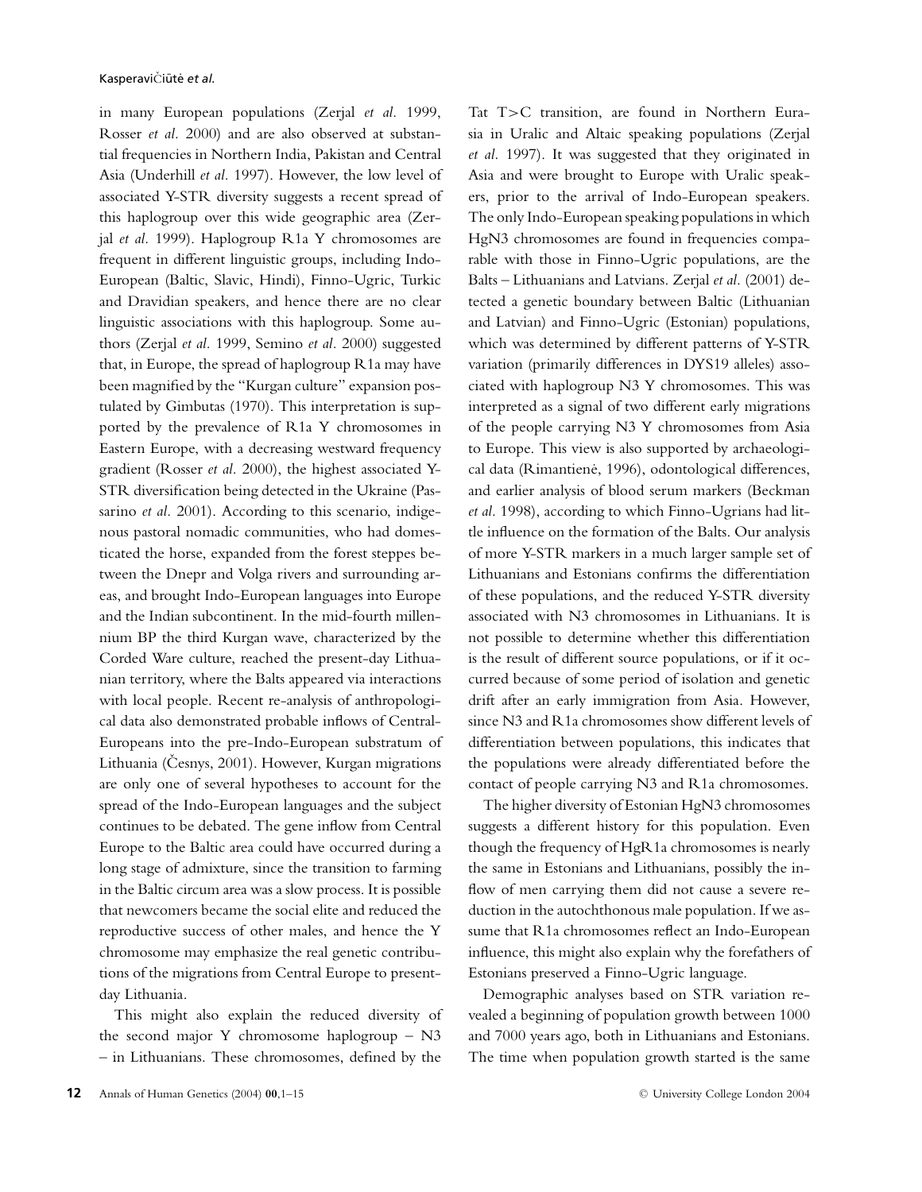in many European populations (Zerjal *et al.* 1999, Rosser *et al.* 2000) and are also observed at substantial frequencies in Northern India, Pakistan and Central Asia (Underhill *et al.* 1997). However, the low level of associated Y-STR diversity suggests a recent spread of this haplogroup over this wide geographic area (Zerjal *et al.* 1999). Haplogroup R1a Y chromosomes are frequent in different linguistic groups, including Indo-European (Baltic, Slavic, Hindi), Finno-Ugric, Turkic and Dravidian speakers, and hence there are no clear linguistic associations with this haplogroup. Some authors (Zerjal *et al.* 1999, Semino *et al.* 2000) suggested that, in Europe, the spread of haplogroup R1a may have been magnified by the "Kurgan culture" expansion postulated by Gimbutas (1970). This interpretation is supported by the prevalence of R1a Y chromosomes in Eastern Europe, with a decreasing westward frequency gradient (Rosser *et al.* 2000), the highest associated Y-STR diversification being detected in the Ukraine (Passarino *et al.* 2001). According to this scenario, indigenous pastoral nomadic communities, who had domesticated the horse, expanded from the forest steppes between the Dnepr and Volga rivers and surrounding areas, and brought Indo-European languages into Europe and the Indian subcontinent. In the mid-fourth millennium BP the third Kurgan wave, characterized by the Corded Ware culture, reached the present-day Lithuanian territory, where the Balts appeared via interactions with local people. Recent re-analysis of anthropological data also demonstrated probable inflows of Central-Europeans into the pre-Indo-European substratum of Lithuania (Česnys, 2001). However, Kurgan migrations are only one of several hypotheses to account for the spread of the Indo-European languages and the subject continues to be debated. The gene inflow from Central Europe to the Baltic area could have occurred during a long stage of admixture, since the transition to farming in the Baltic circum area was a slow process. It is possible that newcomers became the social elite and reduced the reproductive success of other males, and hence the Y chromosome may emphasize the real genetic contributions of the migrations from Central Europe to present-day Lithuania.

This might also explain the reduced diversity of the second major Y chromosome haplogroup – N3 – in Lithuanians. These chromosomes, defined by the Tat T>C transition, are found in Northern Eurasia in Uralic and Altaic speaking populations (Zerjal *et al.* 1997). It was suggested that they originated in Asia and were brought to Europe with Uralic speakers, prior to the arrival of Indo-European speakers. The only Indo-European speaking populations in which HgN3 chromosomes are found in frequencies comparable with those in Finno-Ugric populations, are the Balts – Lithuanians and Latvians. Zerjal *et al.* (2001) detected a genetic boundary between Baltic (Lithuanian and Latvian) and Finno-Ugric (Estonian) populations, which was determined by different patterns of Y-STR variation (primarily differences in DYS19 alleles) associated with haplogroup N3 Y chromosomes. This was interpreted as a signal of two different early migrations of the people carrying N3 Y chromosomes from Asia to Europe. This view is also supported by archaeological data (Rimantienė, 1996), odontological differences, and earlier analysis of blood serum markers (Beckman *et al.* 1998), according to which Finno-Ugrians had little influence on the formation of the Balts. Our analysis of more Y-STR markers in a much larger sample set of Lithuanians and Estonians confirms the differentiation of these populations, and the reduced Y-STR diversity associated with N3 chromosomes in Lithuanians. It is not possible to determine whether this differentiation is the result of different source populations, or if it occurred because of some period of isolation and genetic drift after an early immigration from Asia. However, since N3 and R1a chromosomes show different levels of differentiation between populations, this indicates that the populations were already differentiated before the contact of people carrying N3 and R1a chromosomes.

The higher diversity of Estonian HgN3 chromosomes suggests a different history for this population. Even though the frequency of HgR1a chromosomes is nearly the same in Estonians and Lithuanians, possibly the inflow of men carrying them did not cause a severe reduction in the autochthonous male population. If we assume that R1a chromosomes reflect an Indo-European influence, this might also explain why the forefathers of Estonians preserved a Finno-Ugric language.

Demographic analyses based on STR variation revealed a beginning of population growth between 1000 and 7000 years ago, both in Lithuanians and Estonians. The time when population growth started is the same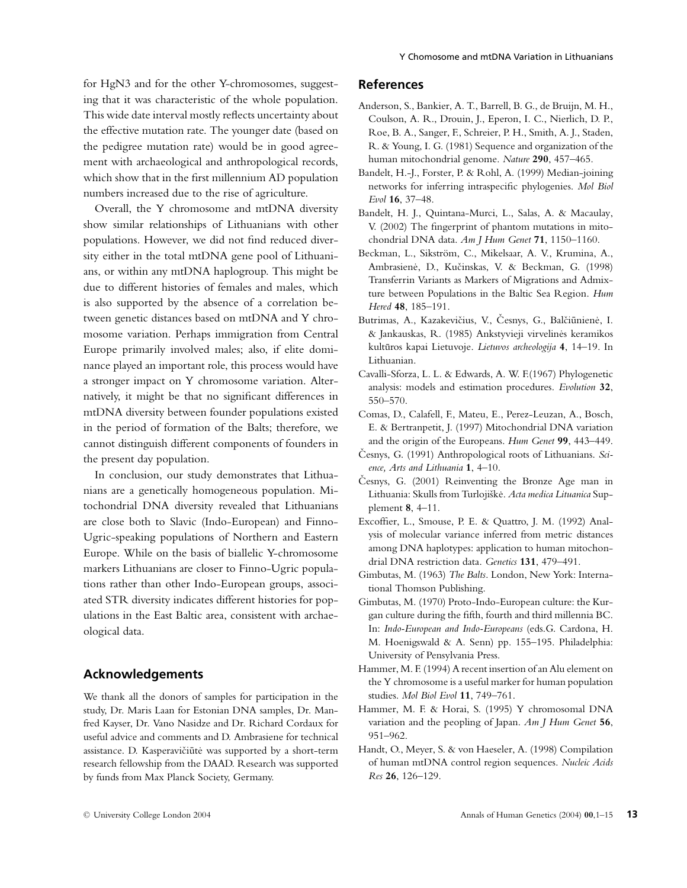for HgN3 and for the other Y-chromosomes, suggesting that it was characteristic of the whole population. This wide date interval mostly reflects uncertainty about the effective mutation rate. The younger date (based on the pedigree mutation rate) would be in good agreement with archaeological and anthropological records, which show that in the first millennium AD population numbers increased due to the rise of agriculture.

Overall, the Y chromosome and mtDNA diversity show similar relationships of Lithuanians with other populations. However, we did not find reduced diversity either in the total mtDNA gene pool of Lithuanians, or within any mtDNA haplogroup. This might be due to different histories of females and males, which is also supported by the absence of a correlation between genetic distances based on mtDNA and Y chromosome variation. Perhaps immigration from Central Europe primarily involved males; also, if elite dominance played an important role, this process would have a stronger impact on Y chromosome variation. Alternatively, it might be that no significant differences in mtDNA diversity between founder populations existed in the period of formation of the Balts; therefore, we cannot distinguish different components of founders in the present day population.

In conclusion, our study demonstrates that Lithuanians are a genetically homogeneous population. Mitochondrial DNA diversity revealed that Lithuanians are close both to Slavic (Indo-European) and Finno-Ugric-speaking populations of Northern and Eastern Europe. While on the basis of biallelic Y-chromosome markers Lithuanians are closer to Finno-Ugric populations rather than other Indo-European groups, associated STR diversity indicates different histories for populations in the East Baltic area, consistent with archaeological data.

## Acknowledgements

We thank all the donors of samples for participation in the study, Dr. Maris Laan for Estonian DNA samples, Dr. Manfred Kayser, Dr. Vano Nasidze and Dr. Richard Cordaux for useful advice and comments and D. Ambrasiene for technical assistance. D. Kasperavičiūtė was supported by a short-term research fellowship from the DAAD. Research was supported by funds from Max Planck Society, Germany.

## References

Anderson, S., Bankier, A. T., Barrell, B. G., de Bruijn, M. H., Coulson, A. R., Drouin, J., Eperon, I. C., Nierlich, D. P., Roe, B. A., Sanger, F., Schreier, P. H., Smith, A. J., Staden, R. & Young, I. G. (1981) Sequence and organization of the human mitochondrial genome. *Nature* **290**, 457–465.

Bandelt, H.-J., Forster, P. & Rohl, A. (1999) Median-joining networks for inferring intraspecific phylogenies. *Mol Biol Evol* **16**, 37–48.

Bandelt, H. J., Quintana-Murci, L., Salas, A. & Macaulay, V. (2002) The fingerprint of phantom mutations in mitochondrial DNA data. *Am J Hum Genet* **71**, 1150–1160.

Beckman, L., Sikström, C., Mikelsaar, A. V., Krumina, A., Ambrasienė, D., Kučinskas, V. & Beckman, G. (1998) Transferrin Variants as Markers of Migrations and Admixture between Populations in the Baltic Sea Region. *Hum Hered* **48**, 185–191.

Butrimas, A., Kazakevičius, V., Česnys, G., Balčiūnienė, I. & Jankauskas, R. (1985) Ankstyvieji virvelinės keramikos kultūros kapai Lietuvoje. *Lietuvos archeologija* **4**, 14–19. In Lithuanian.

Cavalli-Sforza, L. L. & Edwards, A. W. F.(1967) Phylogenetic analysis: models and estimation procedures. *Evolution* **32**, 550–570.

Comas, D., Calafell, F., Mateu, E., Perez-Leuzan, A., Bosch, E. & Bertranpetit, J. (1997) Mitochondrial DNA variation and the origin of the Europeans. *Hum Genet* **99**, 443–449.

Česnys, G. (1991) Anthropological roots of Lithuanians. *Science, Arts and Lithuania* **1**, 4–10.

Česnys, G. (2001) Reinventing the Bronze Age man in Lithuania: Skulls from Turlojiškė. *Acta medica Lituanica* Supplement **8**, 4–11.

Excoffier, L., Smouse, P. E. & Quattro, J. M. (1992) Analysis of molecular variance inferred from metric distances among DNA haplotypes: application to human mitochondrial DNA restriction data. *Genetics* **131**, 479–491.

Gimbutas, M. (1963) *The Balts*. London, New York: International Thomson Publishing.

Gimbutas, M. (1970) Proto-Indo-European culture: the Kurgan culture during the fifth, fourth and third millennia BC. In: *Indo-European and Indo-Europeans* (eds.G. Cardona, H. M. Hoenigswald & A. Senn) pp. 155–195. Philadelphia: University of Pensylvania Press.

Hammer, M. F. (1994) A recent insertion of an Alu element on the Y chromosome is a useful marker for human population studies. *Mol Biol Evol* **11**, 749–761.

Hammer, M. F. & Horai, S. (1995) Y chromosomal DNA variation and the peopling of Japan. *Am J Hum Genet* **56**, 951–962.

Handt, O., Meyer, S. & von Haeseler, A. (1998) Compilation of human mtDNA control region sequences. *Nucleic Acids Res* **26**, 126–129.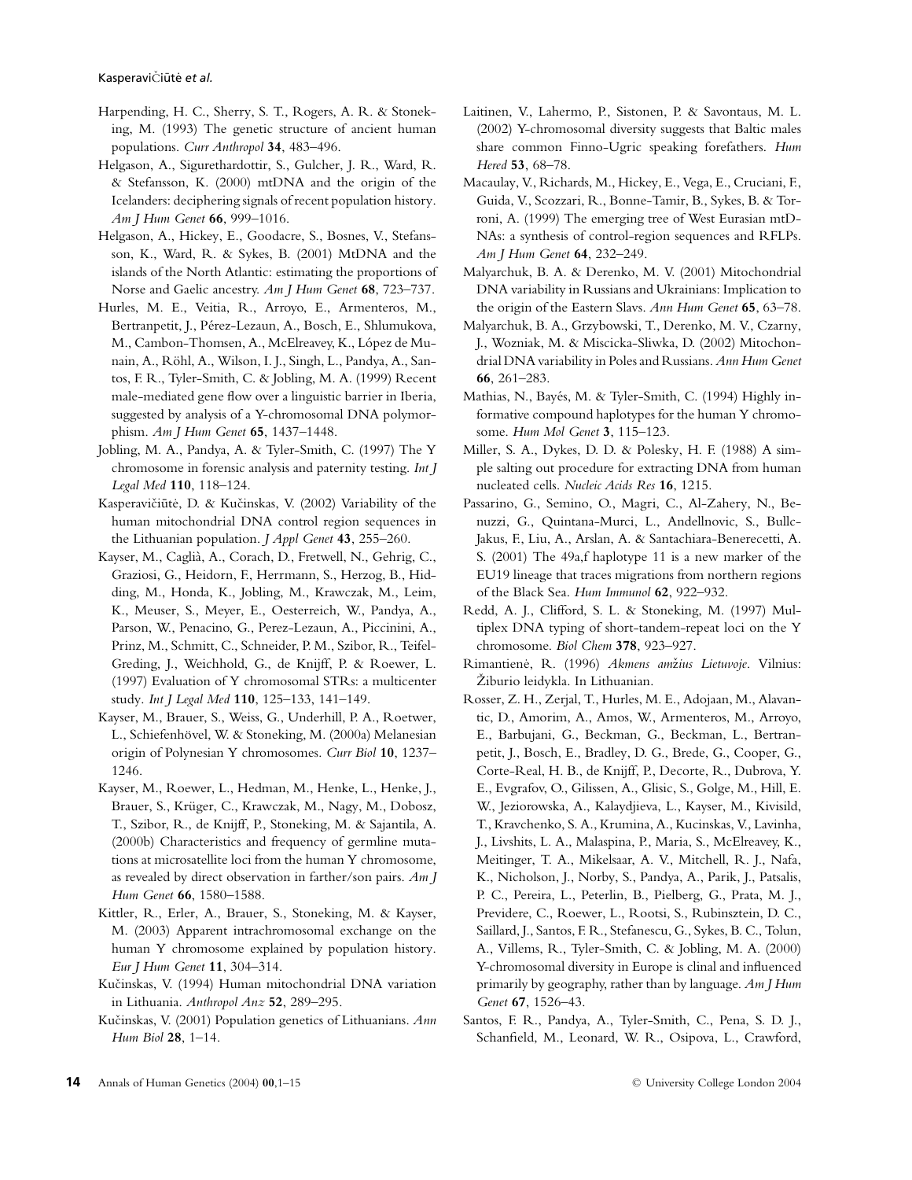Harpending, H. C., Sherry, S. T., Rogers, A. R. & Stoneking, M. (1993) The genetic structure of ancient human populations. *Curr Anthropol* **34**, 483–496.

Helgason, A., Sigurethardottir, S., Gulcher, J. R., Ward, R. & Stefansson, K. (2000) mtDNA and the origin of the Icelanders: deciphering signals of recent population history. *Am J Hum Genet* **66**, 999–1016.

Helgason, A., Hickey, E., Goodacre, S., Bosnes, V., Stefansson, K., Ward, R. & Sykes, B. (2001) MtDNA and the islands of the North Atlantic: estimating the proportions of Norse and Gaelic ancestry. *Am J Hum Genet* **68**, 723–737.

Hurles, M. E., Veitia, R., Arroyo, E., Armenteros, M., Bertranpetit, J., Pérez-Lezaun, A., Bosch, E., Shlumukova, M., Cambon-Thomsen, A., McElreavey, K., López de Munain, A., Röhl, A., Wilson, I. J., Singh, L., Pandya, A., Santos, F. R., Tyler-Smith, C. & Jobling, M. A. (1999) Recent male-mediated gene flow over a linguistic barrier in Iberia, suggested by analysis of a Y-chromosomal DNA polymorphism. *Am J Hum Genet* **65**, 1437–1448.

Jobling, M. A., Pandya, A. & Tyler-Smith, C. (1997) The Y chromosome in forensic analysis and paternity testing. *Int J Legal Med* **110**, 118–124.

Kasperavičiūtė, D. & Kučinskas, V. (2002) Variability of the human mitochondrial DNA control region sequences in the Lithuanian population. *J Appl Genet* **43**, 255–260.

Kayser, M., Caglià, A., Corach, D., Fretwell, N., Gehrig, C., Graziosi, G., Heidorn, F., Herrmann, S., Herzog, B., Hidding, M., Honda, K., Jobling, M., Krawczak, M., Leim, K., Meuser, S., Meyer, E., Oesterreich, W., Pandya, A., Parson, W., Penacino, G., Perez-Lezaun, A., Piccinini, A., Prinz, M., Schmitt, C., Schneider, P. M., Szibor, R., Teifel-Greding, J., Weichhold, G., de Knijff, P. & Roewer, L. (1997) Evaluation of Y chromosomal STRs: a multicenter study. *Int J Legal Med* **110**, 125–133, 141–149.

Kayser, M., Brauer, S., Weiss, G., Underhill, P. A., Roetwer, L., Schiefenhövel, W. & Stoneking, M. (2000a) Melanesian origin of Polynesian Y chromosomes. *Curr Biol* **10**, 1237–1246.

Kayser, M., Roewer, L., Hedman, M., Henke, L., Henke, J., Brauer, S., Krüger, C., Krawczak, M., Nagy, M., Dobosz, T., Szibor, R., de Knijff, P., Stoneking, M. & Sajantila, A. (2000b) Characteristics and frequency of germline mutations at microsatellite loci from the human Y chromosome, as revealed by direct observation in farther/son pairs. *Am J Hum Genet* **66**, 1580–1588.

Kittler, R., Erler, A., Brauer, S., Stoneking, M. & Kayser, M. (2003) Apparent intrachromosomal exchange on the human Y chromosome explained by population history. *Eur J Hum Genet* **11**, 304–314.

Kučinskas, V. (1994) Human mitochondrial DNA variation in Lithuania. *Anthropol Anz* **52**, 289–295.

Kučinskas, V. (2001) Population genetics of Lithuanians. *Ann Hum Biol* **28**, 1–14.

Laitinen, V., Lahermo, P., Sistonen, P. & Savontaus, M. L. (2002) Y-chromosomal diversity suggests that Baltic males share common Finno-Ugric speaking forefathers. *Hum Hered* **53**, 68–78.

Macaulay, V., Richards, M., Hickey, E., Vega, E., Cruciani, F., Guida, V., Scozzari, R., Bonne-Tamir, B., Sykes, B. & Torroni, A. (1999) The emerging tree of West Eurasian mtDNAs: a synthesis of control-region sequences and RFLPs. *Am J Hum Genet* **64**, 232–249.

Malyarchuk, B. A. & Derenko, M. V. (2001) Mitochondrial DNA variability in Russians and Ukrainians: Implication to the origin of the Eastern Slavs. *Ann Hum Genet* **65**, 63–78.

Malyarchuk, B. A., Grzybowski, T., Derenko, M. V., Czarny, J., Wozniak, M. & Miscicka-Sliwka, D. (2002) Mitochondrial DNA variability in Poles and Russians. *Ann Hum Genet* **66**, 261–283.

Mathias, N., Bayés, M. & Tyler-Smith, C. (1994) Highly informative compound haplotypes for the human Y chromosome. *Hum Mol Genet* **3**, 115–123.

Miller, S. A., Dykes, D. D. & Polesky, H. F. (1988) A simple salting out procedure for extracting DNA from human nucleated cells. *Nucleic Acids Res* **16**, 1215.

Passarino, G., Semino, O., Magri, C., Al-Zahery, N., Benuzzi, G., Quintana-Murci, L., Andellnovic, S., Bullc-Jakus, F., Liu, A., Arslan, A. & Santachiara-Benerecetti, A. S. (2001) The 49a,f haplotype 11 is a new marker of the EU19 lineage that traces migrations from northern regions of the Black Sea. *Hum Immunol* **62**, 922–932.

Redd, A. J., Clifford, S. L. & Stoneking, M. (1997) Multiplex DNA typing of short-tandem-repeat loci on the Y chromosome. *Biol Chem* **378**, 923–927.

Rimantienė, R. (1996) *Akmens amžius Lietuvoje*. Vilnius: Žiburio leidykla. In Lithuanian.

Rosser, Z. H., Zerjal, T., Hurles, M. E., Adojaan, M., Alavantic, D., Amorim, A., Amos, W., Armenteros, M., Arroyo, E., Barbujani, G., Beckman, G., Beckman, L., Bertranpetit, J., Bosch, E., Bradley, D. G., Brede, G., Cooper, G., Corte-Real, H. B., de Knijff, P., Decorte, R., Dubrova, Y. E., Evgrafov, O., Gilissen, A., Glisic, S., Golge, M., Hill, E. W., Jeziorowska, A., Kalaydjieva, L., Kayser, M., Kivisild, T., Kravchenko, S. A., Krumina, A., Kucinskas, V., Lavinha, J., Livshits, L. A., Malaspina, P., Maria, S., McElreavey, K., Meitinger, T. A., Mikelsaar, A. V., Mitchell, R. J., Nafa, K., Nicholson, J., Norby, S., Pandya, A., Parik, J., Patsalis, P. C., Pereira, L., Peterlin, B., Pielberg, G., Prata, M. J., Previdere, C., Roewer, L., Rootsi, S., Rubinsztein, D. C., Saillard, J., Santos, F. R., Stefanescu, G., Sykes, B. C., Tolun, A., Villems, R., Tyler-Smith, C. & Jobling, M. A. (2000) Y-chromosomal diversity in Europe is clinal and influenced primarily by geography, rather than by language. *Am J Hum Genet* **67**, 1526–43.

Santos, F. R., Pandya, A., Tyler-Smith, C., Pena, S. D. J., Schanfield, M., Leonard, W. R., Osipova, L., Crawford,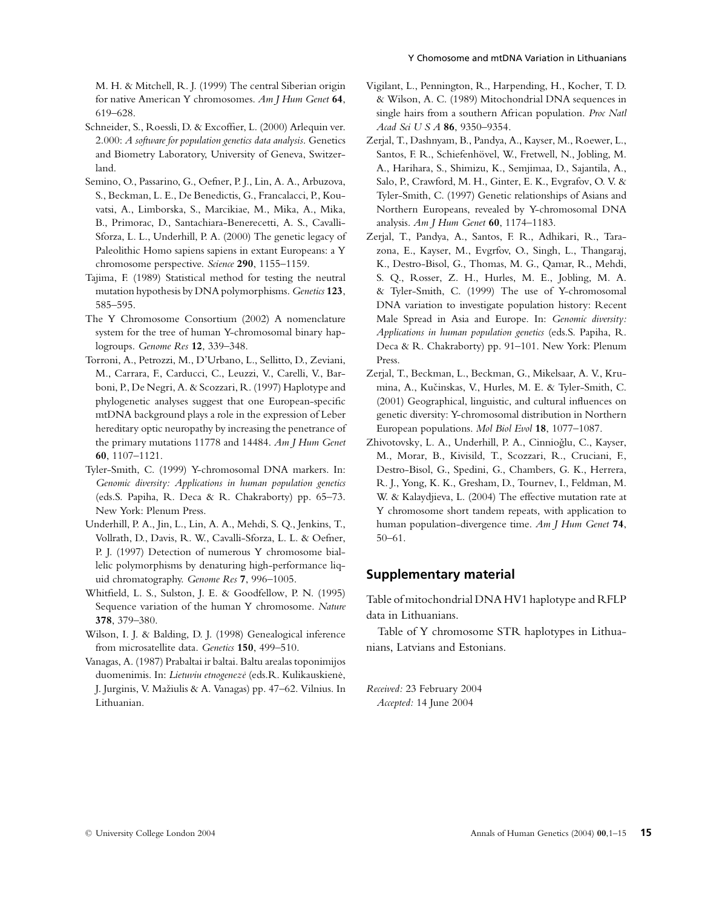M. H. & Mitchell, R. J. (1999) The central Siberian origin for native American Y chromosomes. *Am J Hum Genet* **64**, 619–628.

Schneider, S., Roessli, D. & Excoffier, L. (2000) Arlequin ver. 2.000: *A software for population genetics data analysis*. Genetics and Biometry Laboratory, University of Geneva, Switzerland.

Semino, O., Passarino, G., Oefner, P. J., Lin, A. A., Arbuzova, S., Beckman, L. E., De Benedictis, G., Francalacci, P., Kouvatsi, A., Limborska, S., Marcikiae, M., Mika, A., Mika, B., Primorac, D., Santachiara-Benerecetti, A. S., Cavalli-Sforza, L. L., Underhill, P. A. (2000) The genetic legacy of Paleolithic Homo sapiens sapiens in extant Europeans: a Y chromosome perspective. *Science* **290**, 1155–1159.

Tajima, F. (1989) Statistical method for testing the neutral mutation hypothesis by DNA polymorphisms. *Genetics* **123**, 585–595.

The Y Chromosome Consortium (2002) A nomenclature system for the tree of human Y-chromosomal binary haplogroups. *Genome Res* **12**, 339–348.

Torroni, A., Petrozzi, M., D'Urbano, L., Sellitto, D., Zeviani, M., Carrara, F., Carducci, C., Leuzzi, V., Carelli, V., Barboni, P., De Negri, A. & Scozzari, R. (1997) Haplotype and phylogenetic analyses suggest that one European-specific mtDNA background plays a role in the expression of Leber hereditary optic neuropathy by increasing the penetrance of the primary mutations 11778 and 14484. *Am J Hum Genet* **60**, 1107–1121.

Tyler-Smith, C. (1999) Y-chromosomal DNA markers. In: *Genomic diversity: Applications in human population genetics* (eds.S. Papiha, R. Deca & R. Chakraborty) pp. 65–73. New York: Plenum Press.

Underhill, P. A., Jin, L., Lin, A. A., Mehdi, S. Q., Jenkins, T., Vollrath, D., Davis, R. W., Cavalli-Sforza, L. L. & Oefner, P. J. (1997) Detection of numerous Y chromosome biallelic polymorphisms by denaturing high-performance liquid chromatography. *Genome Res* **7**, 996–1005.

Whitfield, L. S., Sulston, J. E. & Goodfellow, P. N. (1995) Sequence variation of the human Y chromosome. *Nature* **378**, 379–380.

Wilson, I. J. & Balding, D. J. (1998) Genealogical inference from microsatellite data. *Genetics* **150**, 499–510.

Vanagas, A. (1987) Prabaltai ir baltai. Baltu arealas toponimijos duomenimis. In: *Lietuviu etnogenezė* (eds.R. Kulikauskienė, J. Jurginis, V. Mažiulis & A. Vanagas) pp. 47–62. Vilnius. In Lithuanian.

Vigilant, L., Pennington, R., Harpending, H., Kocher, T. D. & Wilson, A. C. (1989) Mitochondrial DNA sequences in single hairs from a southern African population. *Proc Natl Acad Sci U S A* **86**, 9350–9354.

Zerjal, T., Dashnyam, B., Pandya, A., Kayser, M., Roewer, L., Santos, F. R., Schiefenhövel, W., Fretwell, N., Jobling, M. A., Harihara, S., Shimizu, K., Semjimaa, D., Sajantila, A., Salo, P., Crawford, M. H., Ginter, E. K., Evgrafov, O. V. & Tyler-Smith, C. (1997) Genetic relationships of Asians and Northern Europeans, revealed by Y-chromosomal DNA analysis. *Am J Hum Genet* **60**, 1174–1183.

Zerjal, T., Pandya, A., Santos, F. R., Adhikari, R., Tarazona, E., Kayser, M., Evgrfov, O., Singh, L., Thangaraj, K., Destro-Bisol, G., Thomas, M. G., Qamar, R., Mehdi, S. Q., Rosser, Z. H., Hurles, M. E., Jobling, M. A. & Tyler-Smith, C. (1999) The use of Y-chromosomal DNA variation to investigate population history: Recent Male Spread in Asia and Europe. In: *Genomic diversity: Applications in human population genetics* (eds.S. Papiha, R. Deca & R. Chakraborty) pp. 91–101. New York: Plenum Press.

Zerjal, T., Beckman, L., Beckman, G., Mikelsaar, A. V., Krumina, A., Kučinskas, V., Hurles, M. E. & Tyler-Smith, C. (2001) Geographical, linguistic, and cultural influences on genetic diversity: Y-chromosomal distribution in Northern European populations. *Mol Biol Evol* **18**, 1077–1087.

Zhivotovsky, L. A., Underhill, P. A., Cinnioğlu, C., Kayser, M., Morar, B., Kivisild, T., Scozzari, R., Cruciani, F., Destro-Bisol, G., Spedini, G., Chambers, G. K., Herrera, R. J., Yong, K. K., Gresham, D., Tournev, I., Feldman, M. W. & Kalaydjieva, L. (2004) The effective mutation rate at Y chromosome short tandem repeats, with application to human population-divergence time. *Am J Hum Genet* **74**, 50–61.

## Supplementary material

Table of mitochondrial DNA HV1 haplotype and RFLP data in Lithuanians.

Table of Y chromosome STR haplotypes in Lithuanians, Latvians and Estonians.

*Received:* 23 February 2004
*Accepted:* 14 June 2004